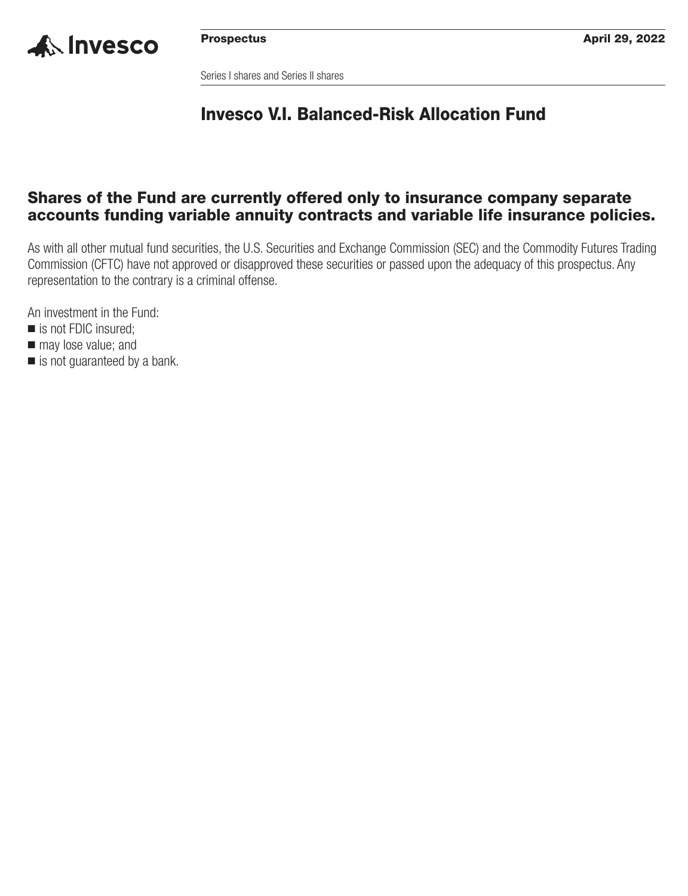**Prospectus** **April 29, 2022**

Series I shares and Series II shares

# Invesco V.I. Balanced-Risk Allocation Fund

## Shares of the Fund are currently offered only to insurance company separate accounts funding variable annuity contracts and variable life insurance policies.

As with all other mutual fund securities, the U.S. Securities and Exchange Commission (SEC) and the Commodity Futures Trading Commission (CFTC) have not approved or disapproved these securities or passed upon the adequacy of this prospectus. Any representation to the contrary is a criminal offense.

An investment in the Fund:

- is not FDIC insured;
- may lose value; and
- is not guaranteed by a bank.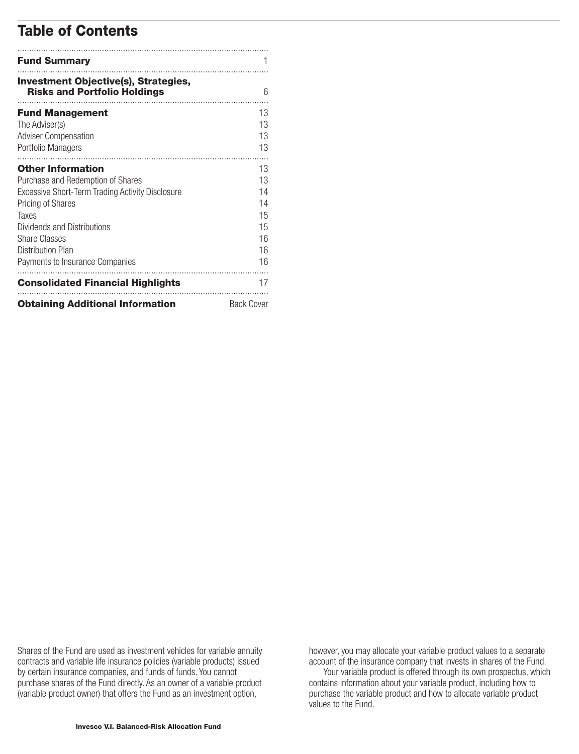# Table of Contents

| | |
|---|---|
| **Fund Summary** | 1 |
| **Investment Objective(s), Strategies, Risks and Portfolio Holdings** | 6 |
| **Fund Management** | 13 |
| The Adviser(s) | 13 |
| Adviser Compensation | 13 |
| Portfolio Managers | 13 |
| **Other Information** | 13 |
| Purchase and Redemption of Shares | 13 |
| Excessive Short-Term Trading Activity Disclosure | 14 |
| Pricing of Shares | 14 |
| Taxes | 15 |
| Dividends and Distributions | 15 |
| Share Classes | 16 |
| Distribution Plan | 16 |
| Payments to Insurance Companies | 16 |
| **Consolidated Financial Highlights** | 17 |
| **Obtaining Additional Information** | Back Cover |

Shares of the Fund are used as investment vehicles for variable annuity contracts and variable life insurance policies (variable products) issued by certain insurance companies, and funds of funds. You cannot purchase shares of the Fund directly. As an owner of a variable product (variable product owner) that offers the Fund as an investment option, however, you may allocate your variable product values to a separate account of the insurance company that invests in shares of the Fund.

Your variable product is offered through its own prospectus, which contains information about your variable product, including how to purchase the variable product and how to allocate variable product values to the Fund.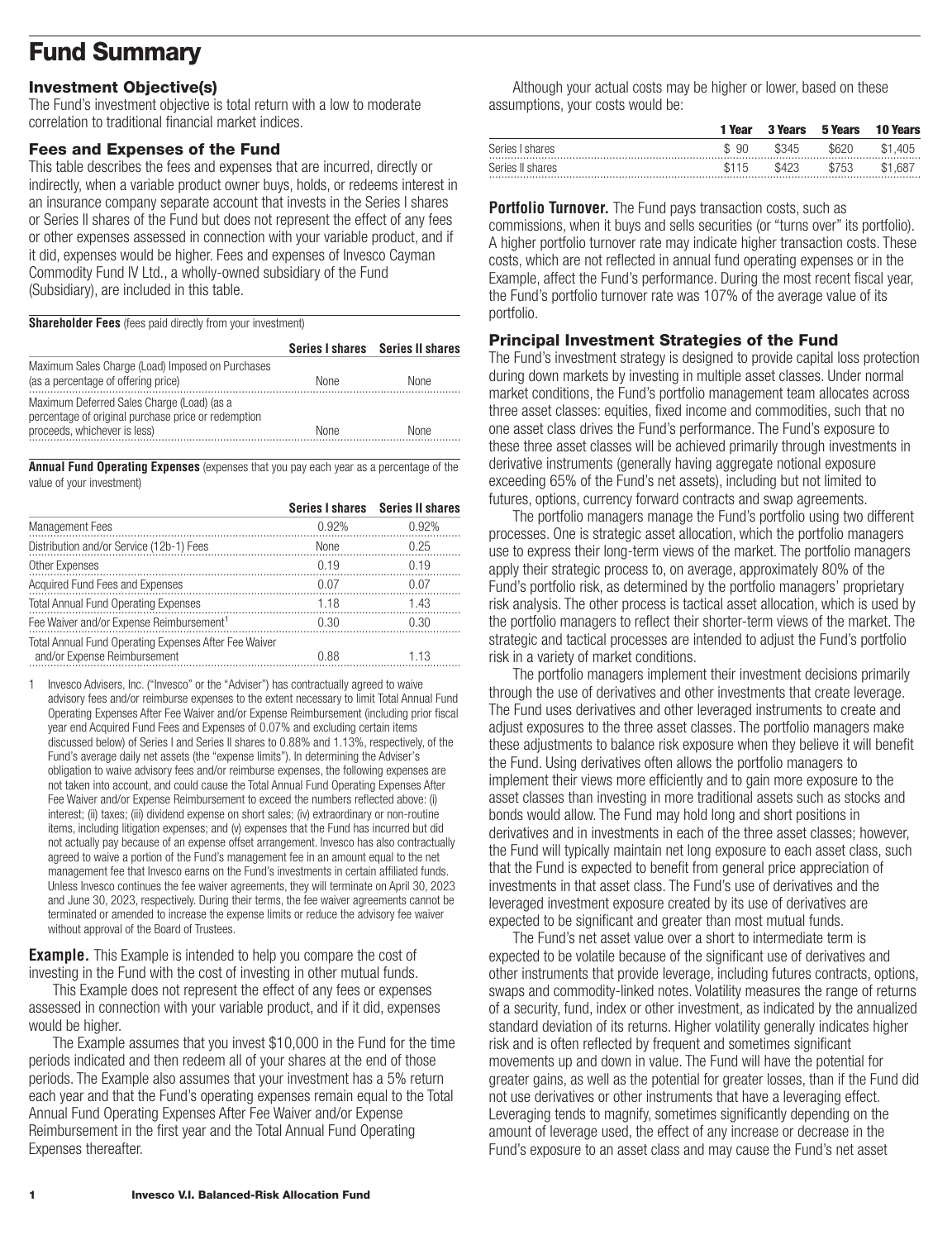# Fund Summary

### Investment Objective(s)

The Fund's investment objective is total return with a low to moderate correlation to traditional financial market indices.

### Fees and Expenses of the Fund

This table describes the fees and expenses that are incurred, directly or indirectly, when a variable product owner buys, holds, or redeems interest in an insurance company separate account that invests in the Series I shares or Series II shares of the Fund but does not represent the effect of any fees or other expenses assessed in connection with your variable product, and if it did, expenses would be higher. Fees and expenses of Invesco Cayman Commodity Fund IV Ltd., a wholly-owned subsidiary of the Fund (Subsidiary), are included in this table.

**Shareholder Fees** (fees paid directly from your investment)

| | Series I shares | Series II shares |
|---|---|---|
| Maximum Sales Charge (Load) Imposed on Purchases (as a percentage of offering price) | None | None |
| Maximum Deferred Sales Charge (Load) (as a percentage of original purchase price or redemption proceeds, whichever is less) | None | None |

**Annual Fund Operating Expenses** (expenses that you pay each year as a percentage of the value of your investment)

| | Series I shares | Series II shares |
|---|---|---|
| Management Fees | 0.92% | 0.92% |
| Distribution and/or Service (12b-1) Fees | None | 0.25 |
| Other Expenses | 0.19 | 0.19 |
| Acquired Fund Fees and Expenses | 0.07 | 0.07 |
| Total Annual Fund Operating Expenses | 1.18 | 1.43 |
| Fee Waiver and/or Expense Reimbursement[1] | 0.30 | 0.30 |
| Total Annual Fund Operating Expenses After Fee Waiver and/or Expense Reimbursement | 0.88 | 1.13 |

1 Invesco Advisers, Inc. ("Invesco" or the "Adviser") has contractually agreed to waive advisory fees and/or reimburse expenses to the extent necessary to limit Total Annual Fund Operating Expenses After Fee Waiver and/or Expense Reimbursement (including prior fiscal year end Acquired Fund Fees and Expenses of 0.07% and excluding certain items discussed below) of Series I and Series II shares to 0.88% and 1.13%, respectively, of the Fund's average daily net assets (the "expense limits"). In determining the Adviser's obligation to waive advisory fees and/or reimburse expenses, the following expenses are not taken into account, and could cause the Total Annual Fund Operating Expenses After Fee Waiver and/or Expense Reimbursement to exceed the numbers reflected above: (i) interest; (ii) taxes; (iii) dividend expense on short sales; (iv) extraordinary or non-routine items, including litigation expenses; and (v) expenses that the Fund has incurred but did not actually pay because of an expense offset arrangement. Invesco has also contractually agreed to waive a portion of the Fund's management fee in an amount equal to the net management fee that Invesco earns on the Fund's investments in certain affiliated funds. Unless Invesco continues the fee waiver agreements, they will terminate on April 30, 2023 and June 30, 2023, respectively. During their terms, the fee waiver agreements cannot be terminated or amended to increase the expense limits or reduce the advisory fee waiver without approval of the Board of Trustees.

**Example.** This Example is intended to help you compare the cost of investing in the Fund with the cost of investing in other mutual funds.

This Example does not represent the effect of any fees or expenses assessed in connection with your variable product, and if it did, expenses would be higher.

The Example assumes that you invest $10,000 in the Fund for the time periods indicated and then redeem all of your shares at the end of those periods. The Example also assumes that your investment has a 5% return each year and that the Fund's operating expenses remain equal to the Total Annual Fund Operating Expenses After Fee Waiver and/or Expense Reimbursement in the first year and the Total Annual Fund Operating Expenses thereafter.

Although your actual costs may be higher or lower, based on these assumptions, your costs would be:

| | 1 Year | 3 Years | 5 Years | 10 Years |
|---|---|---|---|---|
| Series I shares | $ 90 | $345 | $620 | $1,405 |
| Series II shares | $115 | $423 | $753 | $1,687 |

**Portfolio Turnover.** The Fund pays transaction costs, such as commissions, when it buys and sells securities (or "turns over" its portfolio). A higher portfolio turnover rate may indicate higher transaction costs. These costs, which are not reflected in annual fund operating expenses or in the Example, affect the Fund's performance. During the most recent fiscal year, the Fund's portfolio turnover rate was 107% of the average value of its portfolio.

### Principal Investment Strategies of the Fund

The Fund's investment strategy is designed to provide capital loss protection during down markets by investing in multiple asset classes. Under normal market conditions, the Fund's portfolio management team allocates across three asset classes: equities, fixed income and commodities, such that no one asset class drives the Fund's performance. The Fund's exposure to these three asset classes will be achieved primarily through investments in derivative instruments (generally having aggregate notional exposure exceeding 65% of the Fund's net assets), including but not limited to futures, options, currency forward contracts and swap agreements.

The portfolio managers manage the Fund's portfolio using two different processes. One is strategic asset allocation, which the portfolio managers use to express their long-term views of the market. The portfolio managers apply their strategic process to, on average, approximately 80% of the Fund's portfolio risk, as determined by the portfolio managers' proprietary risk analysis. The other process is tactical asset allocation, which is used by the portfolio managers to reflect their shorter-term views of the market. The strategic and tactical processes are intended to adjust the Fund's portfolio risk in a variety of market conditions.

The portfolio managers implement their investment decisions primarily through the use of derivatives and other investments that create leverage. The Fund uses derivatives and other leveraged instruments to create and adjust exposures to the three asset classes. The portfolio managers make these adjustments to balance risk exposure when they believe it will benefit the Fund. Using derivatives often allows the portfolio managers to implement their views more efficiently and to gain more exposure to the asset classes than investing in more traditional assets such as stocks and bonds would allow. The Fund may hold long and short positions in derivatives and in investments in each of the three asset classes; however, the Fund will typically maintain net long exposure to each asset class, such that the Fund is expected to benefit from general price appreciation of investments in that asset class. The Fund's use of derivatives and the leveraged investment exposure created by its use of derivatives are expected to be significant and greater than most mutual funds.

The Fund's net asset value over a short to intermediate term is expected to be volatile because of the significant use of derivatives and other instruments that provide leverage, including futures contracts, options, swaps and commodity-linked notes. Volatility measures the range of returns of a security, fund, index or other investment, as indicated by the annualized standard deviation of its returns. Higher volatility generally indicates higher risk and is often reflected by frequent and sometimes significant movements up and down in value. The Fund will have the potential for greater gains, as well as the potential for greater losses, than if the Fund did not use derivatives or other instruments that have a leveraging effect. Leveraging tends to magnify, sometimes significantly depending on the amount of leverage used, the effect of any increase or decrease in the Fund's exposure to an asset class and may cause the Fund's net asset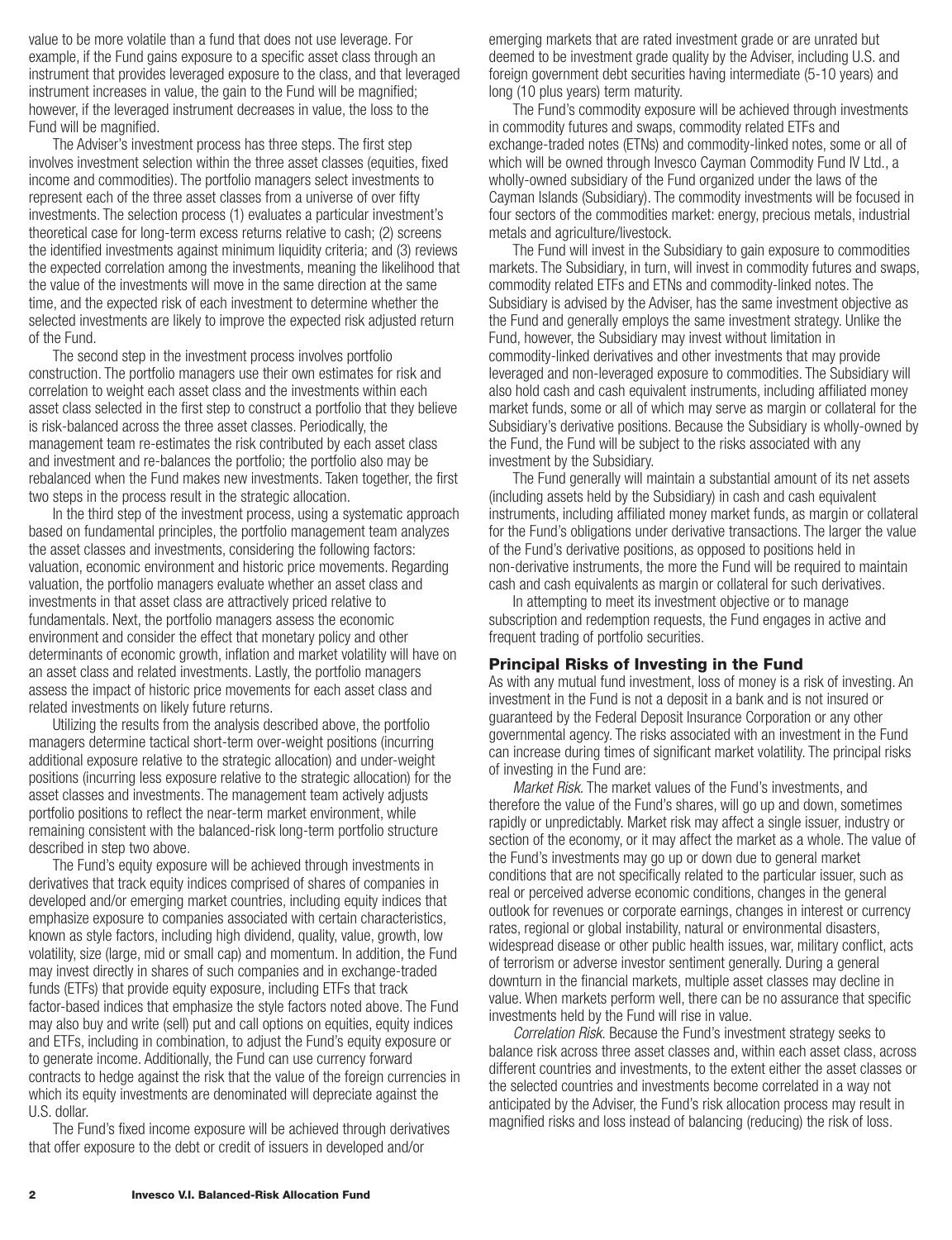value to be more volatile than a fund that does not use leverage. For example, if the Fund gains exposure to a specific asset class through an instrument that provides leveraged exposure to the class, and that leveraged instrument increases in value, the gain to the Fund will be magnified; however, if the leveraged instrument decreases in value, the loss to the Fund will be magnified.

The Adviser's investment process has three steps. The first step involves investment selection within the three asset classes (equities, fixed income and commodities). The portfolio managers select investments to represent each of the three asset classes from a universe of over fifty investments. The selection process (1) evaluates a particular investment's theoretical case for long-term excess returns relative to cash; (2) screens the identified investments against minimum liquidity criteria; and (3) reviews the expected correlation among the investments, meaning the likelihood that the value of the investments will move in the same direction at the same time, and the expected risk of each investment to determine whether the selected investments are likely to improve the expected risk adjusted return of the Fund.

The second step in the investment process involves portfolio construction. The portfolio managers use their own estimates for risk and correlation to weight each asset class and the investments within each asset class selected in the first step to construct a portfolio that they believe is risk-balanced across the three asset classes. Periodically, the management team re-estimates the risk contributed by each asset class and investment and re-balances the portfolio; the portfolio also may be rebalanced when the Fund makes new investments. Taken together, the first two steps in the process result in the strategic allocation.

In the third step of the investment process, using a systematic approach based on fundamental principles, the portfolio management team analyzes the asset classes and investments, considering the following factors: valuation, economic environment and historic price movements. Regarding valuation, the portfolio managers evaluate whether an asset class and investments in that asset class are attractively priced relative to fundamentals. Next, the portfolio managers assess the economic environment and consider the effect that monetary policy and other determinants of economic growth, inflation and market volatility will have on an asset class and related investments. Lastly, the portfolio managers assess the impact of historic price movements for each asset class and related investments on likely future returns.

Utilizing the results from the analysis described above, the portfolio managers determine tactical short-term over-weight positions (incurring additional exposure relative to the strategic allocation) and under-weight positions (incurring less exposure relative to the strategic allocation) for the asset classes and investments. The management team actively adjusts portfolio positions to reflect the near-term market environment, while remaining consistent with the balanced-risk long-term portfolio structure described in step two above.

The Fund's equity exposure will be achieved through investments in derivatives that track equity indices comprised of shares of companies in developed and/or emerging market countries, including equity indices that emphasize exposure to companies associated with certain characteristics, known as style factors, including high dividend, quality, value, growth, low volatility, size (large, mid or small cap) and momentum. In addition, the Fund may invest directly in shares of such companies and in exchange-traded funds (ETFs) that provide equity exposure, including ETFs that track factor-based indices that emphasize the style factors noted above. The Fund may also buy and write (sell) put and call options on equities, equity indices and ETFs, including in combination, to adjust the Fund's equity exposure or to generate income. Additionally, the Fund can use currency forward contracts to hedge against the risk that the value of the foreign currencies in which its equity investments are denominated will depreciate against the U.S. dollar.

The Fund's fixed income exposure will be achieved through derivatives that offer exposure to the debt or credit of issuers in developed and/or emerging markets that are rated investment grade or are unrated but deemed to be investment grade quality by the Adviser, including U.S. and foreign government debt securities having intermediate (5-10 years) and long (10 plus years) term maturity.

The Fund's commodity exposure will be achieved through investments in commodity futures and swaps, commodity related ETFs and exchange-traded notes (ETNs) and commodity-linked notes, some or all of which will be owned through Invesco Cayman Commodity Fund IV Ltd., a wholly-owned subsidiary of the Fund organized under the laws of the Cayman Islands (Subsidiary). The commodity investments will be focused in four sectors of the commodities market: energy, precious metals, industrial metals and agriculture/livestock.

The Fund will invest in the Subsidiary to gain exposure to commodities markets. The Subsidiary, in turn, will invest in commodity futures and swaps, commodity related ETFs and ETNs and commodity-linked notes. The Subsidiary is advised by the Adviser, has the same investment objective as the Fund and generally employs the same investment strategy. Unlike the Fund, however, the Subsidiary may invest without limitation in commodity-linked derivatives and other investments that may provide leveraged and non-leveraged exposure to commodities. The Subsidiary will also hold cash and cash equivalent instruments, including affiliated money market funds, some or all of which may serve as margin or collateral for the Subsidiary's derivative positions. Because the Subsidiary is wholly-owned by the Fund, the Fund will be subject to the risks associated with any investment by the Subsidiary.

The Fund generally will maintain a substantial amount of its net assets (including assets held by the Subsidiary) in cash and cash equivalent instruments, including affiliated money market funds, as margin or collateral for the Fund's obligations under derivative transactions. The larger the value of the Fund's derivative positions, as opposed to positions held in non-derivative instruments, the more the Fund will be required to maintain cash and cash equivalents as margin or collateral for such derivatives.

In attempting to meet its investment objective or to manage subscription and redemption requests, the Fund engages in active and frequent trading of portfolio securities.

## Principal Risks of Investing in the Fund

As with any mutual fund investment, loss of money is a risk of investing. An investment in the Fund is not a deposit in a bank and is not insured or guaranteed by the Federal Deposit Insurance Corporation or any other governmental agency. The risks associated with an investment in the Fund can increase during times of significant market volatility. The principal risks of investing in the Fund are:

*Market Risk.* The market values of the Fund's investments, and therefore the value of the Fund's shares, will go up and down, sometimes rapidly or unpredictably. Market risk may affect a single issuer, industry or section of the economy, or it may affect the market as a whole. The value of the Fund's investments may go up or down due to general market conditions that are not specifically related to the particular issuer, such as real or perceived adverse economic conditions, changes in the general outlook for revenues or corporate earnings, changes in interest or currency rates, regional or global instability, natural or environmental disasters, widespread disease or other public health issues, war, military conflict, acts of terrorism or adverse investor sentiment generally. During a general downturn in the financial markets, multiple asset classes may decline in value. When markets perform well, there can be no assurance that specific investments held by the Fund will rise in value.

*Correlation Risk.* Because the Fund's investment strategy seeks to balance risk across three asset classes and, within each asset class, across different countries and investments, to the extent either the asset classes or the selected countries and investments become correlated in a way not anticipated by the Adviser, the Fund's risk allocation process may result in magnified risks and loss instead of balancing (reducing) the risk of loss.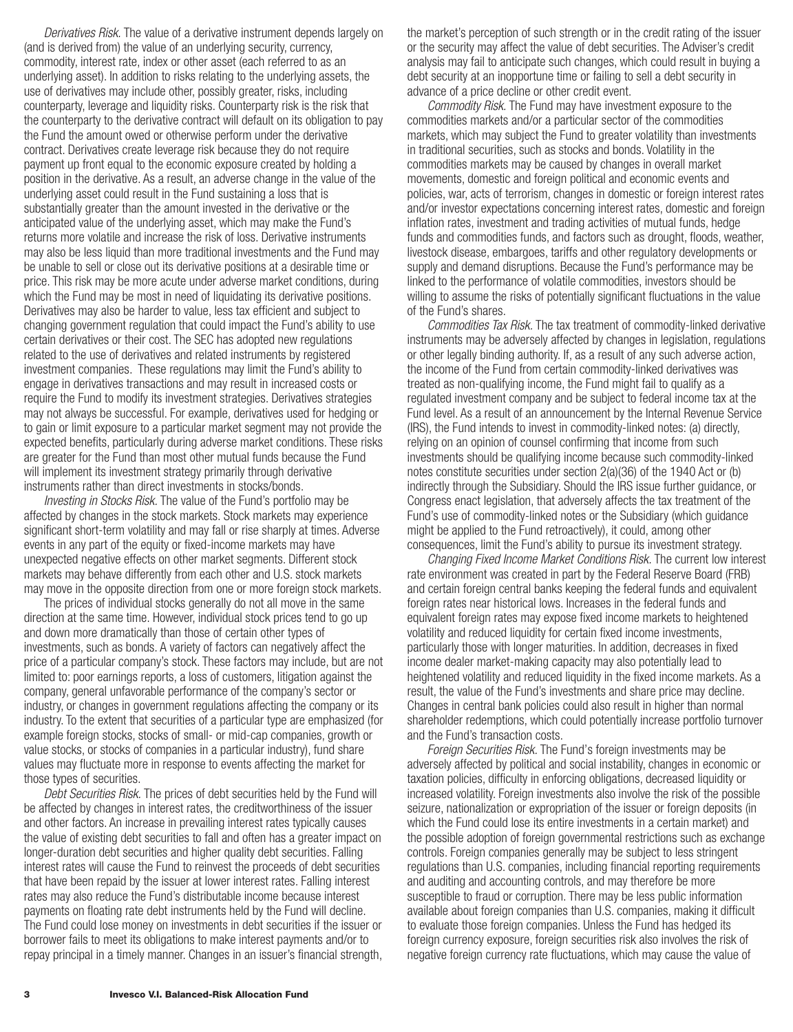*Derivatives Risk.* The value of a derivative instrument depends largely on (and is derived from) the value of an underlying security, currency, commodity, interest rate, index or other asset (each referred to as an underlying asset). In addition to risks relating to the underlying assets, the use of derivatives may include other, possibly greater, risks, including counterparty, leverage and liquidity risks. Counterparty risk is the risk that the counterparty to the derivative contract will default on its obligation to pay the Fund the amount owed or otherwise perform under the derivative contract. Derivatives create leverage risk because they do not require payment up front equal to the economic exposure created by holding a position in the derivative. As a result, an adverse change in the value of the underlying asset could result in the Fund sustaining a loss that is substantially greater than the amount invested in the derivative or the anticipated value of the underlying asset, which may make the Fund's returns more volatile and increase the risk of loss. Derivative instruments may also be less liquid than more traditional investments and the Fund may be unable to sell or close out its derivative positions at a desirable time or price. This risk may be more acute under adverse market conditions, during which the Fund may be most in need of liquidating its derivative positions. Derivatives may also be harder to value, less tax efficient and subject to changing government regulation that could impact the Fund's ability to use certain derivatives or their cost. The SEC has adopted new regulations related to the use of derivatives and related instruments by registered investment companies. These regulations may limit the Fund's ability to engage in derivatives transactions and may result in increased costs or require the Fund to modify its investment strategies. Derivatives strategies may not always be successful. For example, derivatives used for hedging or to gain or limit exposure to a particular market segment may not provide the expected benefits, particularly during adverse market conditions. These risks are greater for the Fund than most other mutual funds because the Fund will implement its investment strategy primarily through derivative instruments rather than direct investments in stocks/bonds.

*Investing in Stocks Risk.* The value of the Fund's portfolio may be affected by changes in the stock markets. Stock markets may experience significant short-term volatility and may fall or rise sharply at times. Adverse events in any part of the equity or fixed-income markets may have unexpected negative effects on other market segments. Different stock markets may behave differently from each other and U.S. stock markets may move in the opposite direction from one or more foreign stock markets.

The prices of individual stocks generally do not all move in the same direction at the same time. However, individual stock prices tend to go up and down more dramatically than those of certain other types of investments, such as bonds. A variety of factors can negatively affect the price of a particular company's stock. These factors may include, but are not limited to: poor earnings reports, a loss of customers, litigation against the company, general unfavorable performance of the company's sector or industry, or changes in government regulations affecting the company or its industry. To the extent that securities of a particular type are emphasized (for example foreign stocks, stocks of small- or mid-cap companies, growth or value stocks, or stocks of companies in a particular industry), fund share values may fluctuate more in response to events affecting the market for those types of securities.

*Debt Securities Risk.* The prices of debt securities held by the Fund will be affected by changes in interest rates, the creditworthiness of the issuer and other factors. An increase in prevailing interest rates typically causes the value of existing debt securities to fall and often has a greater impact on longer-duration debt securities and higher quality debt securities. Falling interest rates will cause the Fund to reinvest the proceeds of debt securities that have been repaid by the issuer at lower interest rates. Falling interest rates may also reduce the Fund's distributable income because interest payments on floating rate debt instruments held by the Fund will decline. The Fund could lose money on investments in debt securities if the issuer or borrower fails to meet its obligations to make interest payments and/or to repay principal in a timely manner. Changes in an issuer's financial strength, the market's perception of such strength or in the credit rating of the issuer or the security may affect the value of debt securities. The Adviser's credit analysis may fail to anticipate such changes, which could result in buying a debt security at an inopportune time or failing to sell a debt security in advance of a price decline or other credit event.

*Commodity Risk.* The Fund may have investment exposure to the commodities markets and/or a particular sector of the commodities markets, which may subject the Fund to greater volatility than investments in traditional securities, such as stocks and bonds. Volatility in the commodities markets may be caused by changes in overall market movements, domestic and foreign political and economic events and policies, war, acts of terrorism, changes in domestic or foreign interest rates and/or investor expectations concerning interest rates, domestic and foreign inflation rates, investment and trading activities of mutual funds, hedge funds and commodities funds, and factors such as drought, floods, weather, livestock disease, embargoes, tariffs and other regulatory developments or supply and demand disruptions. Because the Fund's performance may be linked to the performance of volatile commodities, investors should be willing to assume the risks of potentially significant fluctuations in the value of the Fund's shares.

*Commodities Tax Risk.* The tax treatment of commodity-linked derivative instruments may be adversely affected by changes in legislation, regulations or other legally binding authority. If, as a result of any such adverse action, the income of the Fund from certain commodity-linked derivatives was treated as non-qualifying income, the Fund might fail to qualify as a regulated investment company and be subject to federal income tax at the Fund level. As a result of an announcement by the Internal Revenue Service (IRS), the Fund intends to invest in commodity-linked notes: (a) directly, relying on an opinion of counsel confirming that income from such investments should be qualifying income because such commodity-linked notes constitute securities under section 2(a)(36) of the 1940 Act or (b) indirectly through the Subsidiary. Should the IRS issue further guidance, or Congress enact legislation, that adversely affects the tax treatment of the Fund's use of commodity-linked notes or the Subsidiary (which guidance might be applied to the Fund retroactively), it could, among other consequences, limit the Fund's ability to pursue its investment strategy.

*Changing Fixed Income Market Conditions Risk.* The current low interest rate environment was created in part by the Federal Reserve Board (FRB) and certain foreign central banks keeping the federal funds and equivalent foreign rates near historical lows. Increases in the federal funds and equivalent foreign rates may expose fixed income markets to heightened volatility and reduced liquidity for certain fixed income investments, particularly those with longer maturities. In addition, decreases in fixed income dealer market-making capacity may also potentially lead to heightened volatility and reduced liquidity in the fixed income markets. As a result, the value of the Fund's investments and share price may decline. Changes in central bank policies could also result in higher than normal shareholder redemptions, which could potentially increase portfolio turnover and the Fund's transaction costs.

*Foreign Securities Risk.* The Fund's foreign investments may be adversely affected by political and social instability, changes in economic or taxation policies, difficulty in enforcing obligations, decreased liquidity or increased volatility. Foreign investments also involve the risk of the possible seizure, nationalization or expropriation of the issuer or foreign deposits (in which the Fund could lose its entire investments in a certain market) and the possible adoption of foreign governmental restrictions such as exchange controls. Foreign companies generally may be subject to less stringent regulations than U.S. companies, including financial reporting requirements and auditing and accounting controls, and may therefore be more susceptible to fraud or corruption. There may be less public information available about foreign companies than U.S. companies, making it difficult to evaluate those foreign companies. Unless the Fund has hedged its foreign currency exposure, foreign securities risk also involves the risk of negative foreign currency rate fluctuations, which may cause the value of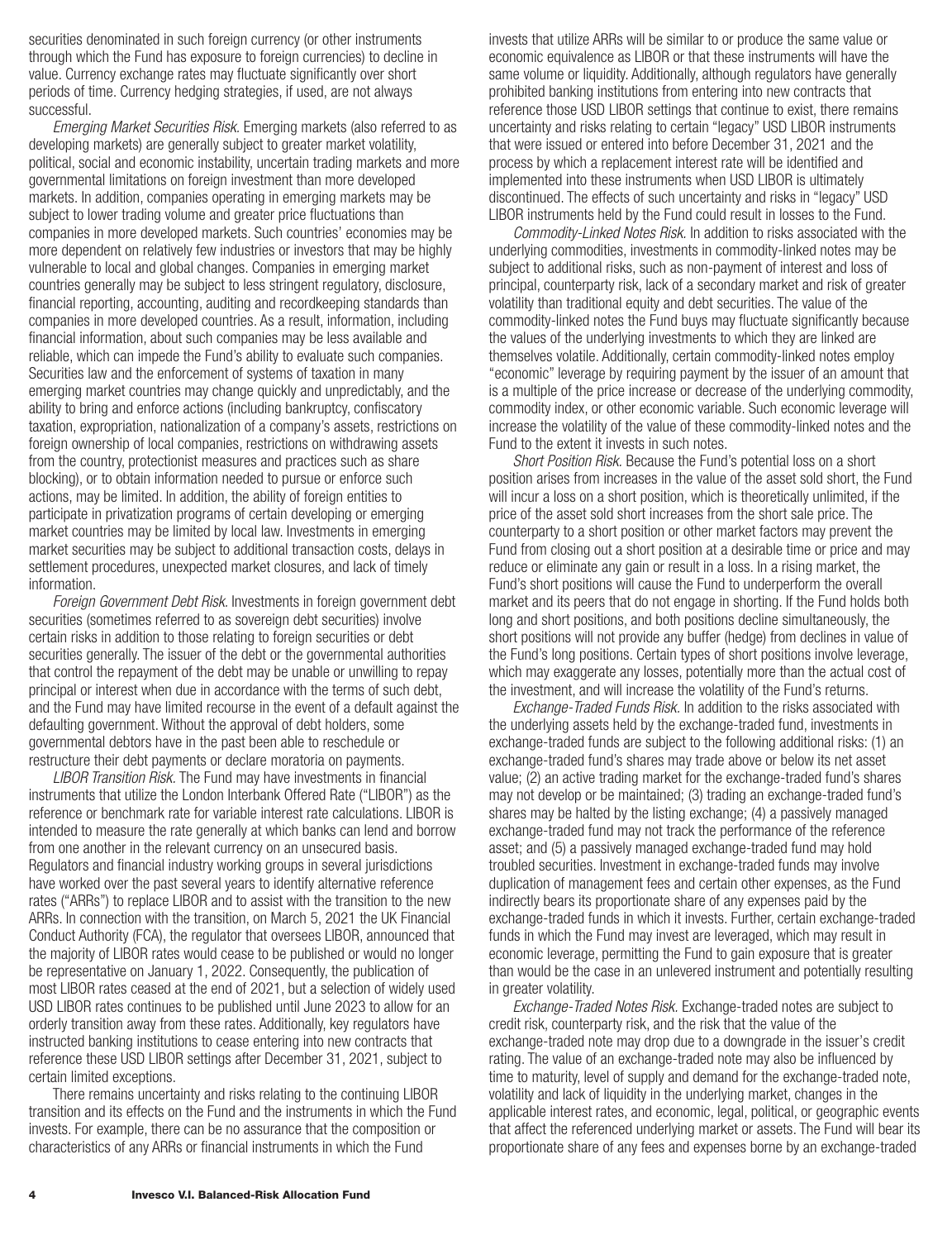securities denominated in such foreign currency (or other instruments through which the Fund has exposure to foreign currencies) to decline in value. Currency exchange rates may fluctuate significantly over short periods of time. Currency hedging strategies, if used, are not always successful.

*Emerging Market Securities Risk.* Emerging markets (also referred to as developing markets) are generally subject to greater market volatility, political, social and economic instability, uncertain trading markets and more governmental limitations on foreign investment than more developed markets. In addition, companies operating in emerging markets may be subject to lower trading volume and greater price fluctuations than companies in more developed markets. Such countries' economies may be more dependent on relatively few industries or investors that may be highly vulnerable to local and global changes. Companies in emerging market countries generally may be subject to less stringent regulatory, disclosure, financial reporting, accounting, auditing and recordkeeping standards than companies in more developed countries. As a result, information, including financial information, about such companies may be less available and reliable, which can impede the Fund's ability to evaluate such companies. Securities law and the enforcement of systems of taxation in many emerging market countries may change quickly and unpredictably, and the ability to bring and enforce actions (including bankruptcy, confiscatory taxation, expropriation, nationalization of a company's assets, restrictions on foreign ownership of local companies, restrictions on withdrawing assets from the country, protectionist measures and practices such as share blocking), or to obtain information needed to pursue or enforce such actions, may be limited. In addition, the ability of foreign entities to participate in privatization programs of certain developing or emerging market countries may be limited by local law. Investments in emerging market securities may be subject to additional transaction costs, delays in settlement procedures, unexpected market closures, and lack of timely information.

*Foreign Government Debt Risk.* Investments in foreign government debt securities (sometimes referred to as sovereign debt securities) involve certain risks in addition to those relating to foreign securities or debt securities generally. The issuer of the debt or the governmental authorities that control the repayment of the debt may be unable or unwilling to repay principal or interest when due in accordance with the terms of such debt, and the Fund may have limited recourse in the event of a default against the defaulting government. Without the approval of debt holders, some governmental debtors have in the past been able to reschedule or restructure their debt payments or declare moratoria on payments.

*LIBOR Transition Risk.* The Fund may have investments in financial instruments that utilize the London Interbank Offered Rate ("LIBOR") as the reference or benchmark rate for variable interest rate calculations. LIBOR is intended to measure the rate generally at which banks can lend and borrow from one another in the relevant currency on an unsecured basis. Regulators and financial industry working groups in several jurisdictions have worked over the past several years to identify alternative reference rates ("ARRs") to replace LIBOR and to assist with the transition to the new ARRs. In connection with the transition, on March 5, 2021 the UK Financial Conduct Authority (FCA), the regulator that oversees LIBOR, announced that the majority of LIBOR rates would cease to be published or would no longer be representative on January 1, 2022. Consequently, the publication of most LIBOR rates ceased at the end of 2021, but a selection of widely used USD LIBOR rates continues to be published until June 2023 to allow for an orderly transition away from these rates. Additionally, key regulators have instructed banking institutions to cease entering into new contracts that reference these USD LIBOR settings after December 31, 2021, subject to certain limited exceptions.

There remains uncertainty and risks relating to the continuing LIBOR transition and its effects on the Fund and the instruments in which the Fund invests. For example, there can be no assurance that the composition or characteristics of any ARRs or financial instruments in which the Fund invests that utilize ARRs will be similar to or produce the same value or economic equivalence as LIBOR or that these instruments will have the same volume or liquidity. Additionally, although regulators have generally prohibited banking institutions from entering into new contracts that reference those USD LIBOR settings that continue to exist, there remains uncertainty and risks relating to certain "legacy" USD LIBOR instruments that were issued or entered into before December 31, 2021 and the process by which a replacement interest rate will be identified and implemented into these instruments when USD LIBOR is ultimately discontinued. The effects of such uncertainty and risks in "legacy" USD LIBOR instruments held by the Fund could result in losses to the Fund.

*Commodity-Linked Notes Risk.* In addition to risks associated with the underlying commodities, investments in commodity-linked notes may be subject to additional risks, such as non-payment of interest and loss of principal, counterparty risk, lack of a secondary market and risk of greater volatility than traditional equity and debt securities. The value of the commodity-linked notes the Fund buys may fluctuate significantly because the values of the underlying investments to which they are linked are themselves volatile. Additionally, certain commodity-linked notes employ "economic" leverage by requiring payment by the issuer of an amount that is a multiple of the price increase or decrease of the underlying commodity, commodity index, or other economic variable. Such economic leverage will increase the volatility of the value of these commodity-linked notes and the Fund to the extent it invests in such notes.

*Short Position Risk.* Because the Fund's potential loss on a short position arises from increases in the value of the asset sold short, the Fund will incur a loss on a short position, which is theoretically unlimited, if the price of the asset sold short increases from the short sale price. The counterparty to a short position or other market factors may prevent the Fund from closing out a short position at a desirable time or price and may reduce or eliminate any gain or result in a loss. In a rising market, the Fund's short positions will cause the Fund to underperform the overall market and its peers that do not engage in shorting. If the Fund holds both long and short positions, and both positions decline simultaneously, the short positions will not provide any buffer (hedge) from declines in value of the Fund's long positions. Certain types of short positions involve leverage, which may exaggerate any losses, potentially more than the actual cost of the investment, and will increase the volatility of the Fund's returns.

*Exchange-Traded Funds Risk.* In addition to the risks associated with the underlying assets held by the exchange-traded fund, investments in exchange-traded funds are subject to the following additional risks: (1) an exchange-traded fund's shares may trade above or below its net asset value; (2) an active trading market for the exchange-traded fund's shares may not develop or be maintained; (3) trading an exchange-traded fund's shares may be halted by the listing exchange; (4) a passively managed exchange-traded fund may not track the performance of the reference asset; and (5) a passively managed exchange-traded fund may hold troubled securities. Investment in exchange-traded funds may involve duplication of management fees and certain other expenses, as the Fund indirectly bears its proportionate share of any expenses paid by the exchange-traded funds in which it invests. Further, certain exchange-traded funds in which the Fund may invest are leveraged, which may result in economic leverage, permitting the Fund to gain exposure that is greater than would be the case in an unlevered instrument and potentially resulting in greater volatility.

*Exchange-Traded Notes Risk.* Exchange-traded notes are subject to credit risk, counterparty risk, and the risk that the value of the exchange-traded note may drop due to a downgrade in the issuer's credit rating. The value of an exchange-traded note may also be influenced by time to maturity, level of supply and demand for the exchange-traded note, volatility and lack of liquidity in the underlying market, changes in the applicable interest rates, and economic, legal, political, or geographic events that affect the referenced underlying market or assets. The Fund will bear its proportionate share of any fees and expenses borne by an exchange-traded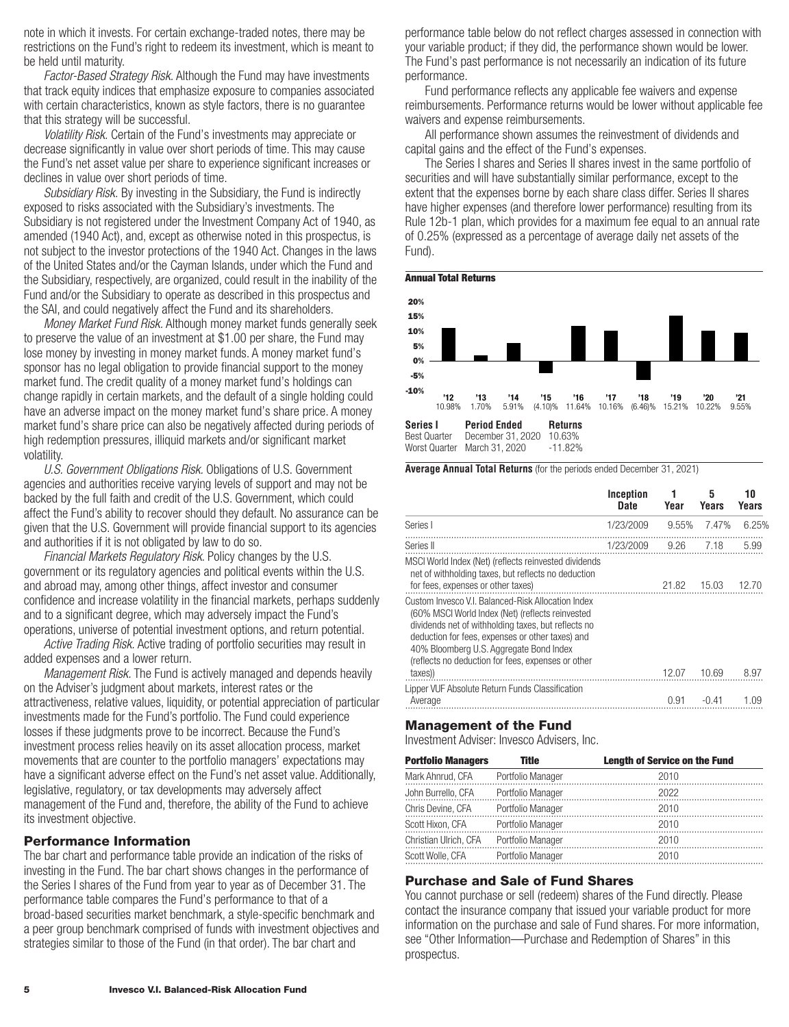note in which it invests. For certain exchange-traded notes, there may be restrictions on the Fund's right to redeem its investment, which is meant to be held until maturity.

*Factor-Based Strategy Risk.* Although the Fund may have investments that track equity indices that emphasize exposure to companies associated with certain characteristics, known as style factors, there is no guarantee that this strategy will be successful.

*Volatility Risk.* Certain of the Fund's investments may appreciate or decrease significantly in value over short periods of time. This may cause the Fund's net asset value per share to experience significant increases or declines in value over short periods of time.

*Subsidiary Risk.* By investing in the Subsidiary, the Fund is indirectly exposed to risks associated with the Subsidiary's investments. The Subsidiary is not registered under the Investment Company Act of 1940, as amended (1940 Act), and, except as otherwise noted in this prospectus, is not subject to the investor protections of the 1940 Act. Changes in the laws of the United States and/or the Cayman Islands, under which the Fund and the Subsidiary, respectively, are organized, could result in the inability of the Fund and/or the Subsidiary to operate as described in this prospectus and the SAI, and could negatively affect the Fund and its shareholders.

*Money Market Fund Risk.* Although money market funds generally seek to preserve the value of an investment at $1.00 per share, the Fund may lose money by investing in money market funds. A money market fund's sponsor has no legal obligation to provide financial support to the money market fund. The credit quality of a money market fund's holdings can change rapidly in certain markets, and the default of a single holding could have an adverse impact on the money market fund's share price. A money market fund's share price can also be negatively affected during periods of high redemption pressures, illiquid markets and/or significant market volatility.

*U.S. Government Obligations Risk.* Obligations of U.S. Government agencies and authorities receive varying levels of support and may not be backed by the full faith and credit of the U.S. Government, which could affect the Fund's ability to recover should they default. No assurance can be given that the U.S. Government will provide financial support to its agencies and authorities if it is not obligated by law to do so.

*Financial Markets Regulatory Risk.* Policy changes by the U.S. government or its regulatory agencies and political events within the U.S. and abroad may, among other things, affect investor and consumer confidence and increase volatility in the financial markets, perhaps suddenly and to a significant degree, which may adversely impact the Fund's operations, universe of potential investment options, and return potential.

*Active Trading Risk.* Active trading of portfolio securities may result in added expenses and a lower return.

*Management Risk.* The Fund is actively managed and depends heavily on the Adviser's judgment about markets, interest rates or the attractiveness, relative values, liquidity, or potential appreciation of particular investments made for the Fund's portfolio. The Fund could experience losses if these judgments prove to be incorrect. Because the Fund's investment process relies heavily on its asset allocation process, market movements that are counter to the portfolio managers' expectations may have a significant adverse effect on the Fund's net asset value. Additionally, legislative, regulatory, or tax developments may adversely affect management of the Fund and, therefore, the ability of the Fund to achieve its investment objective.

## Performance Information

The bar chart and performance table provide an indication of the risks of investing in the Fund. The bar chart shows changes in the performance of the Series I shares of the Fund from year to year as of December 31. The performance table compares the Fund's performance to that of a broad-based securities market benchmark, a style-specific benchmark and a peer group benchmark comprised of funds with investment objectives and strategies similar to those of the Fund (in that order). The bar chart and performance table below do not reflect charges assessed in connection with your variable product; if they did, the performance shown would be lower. The Fund's past performance is not necessarily an indication of its future performance.

Fund performance reflects any applicable fee waivers and expense reimbursements. Performance returns would be lower without applicable fee waivers and expense reimbursements.

All performance shown assumes the reinvestment of dividends and capital gains and the effect of the Fund's expenses.

The Series I shares and Series II shares invest in the same portfolio of securities and will have substantially similar performance, except to the extent that the expenses borne by each share class differ. Series II shares have higher expenses (and therefore lower performance) resulting from its Rule 12b-1 plan, which provides for a maximum fee equal to an annual rate of 0.25% (expressed as a percentage of average daily net assets of the Fund).

**Annual Total Returns**

| '12 | '13 | '14 | '15 | '16 | '17 | '18 | '19 | '20 | '21 |
|---|---|---|---|---|---|---|---|---|---|
| 10.98% | 1.70% | 5.91% | (4.10)% | 11.64% | 10.16% | (6.46)% | 15.21% | 10.22% | 9.55% |

| Series I | Period Ended | Returns |
|---|---|---|
| Best Quarter | December 31, 2020 | 10.63% |
| Worst Quarter | March 31, 2020 | -11.82% |

**Average Annual Total Returns** (for the periods ended December 31, 2021)

| | Inception Date | 1 Year | 5 Years | 10 Years |
|---|---|---|---|---|
| Series I | 1/23/2009 | 9.55% | 7.47% | 6.25% |
| Series II | 1/23/2009 | 9.26 | 7.18 | 5.99 |
| MSCI World Index (Net) (reflects reinvested dividends net of withholding taxes, but reflects no deduction for fees, expenses or other taxes) | | 21.82 | 15.03 | 12.70 |
| Custom Invesco V.I. Balanced-Risk Allocation Index (60% MSCI World Index (Net) (reflects reinvested dividends net of withholding taxes, but reflects no deduction for fees, expenses or other taxes) and 40% Bloomberg U.S. Aggregate Bond Index (reflects no deduction for fees, expenses or other taxes)) | | 12.07 | 10.69 | 8.97 |
| Lipper VUF Absolute Return Funds Classification Average | | 0.91 | -0.41 | 1.09 |

## Management of the Fund

Investment Adviser: Invesco Advisers, Inc.

| Portfolio Managers | Title | Length of Service on the Fund |
|---|---|---|
| Mark Ahnrud, CFA | Portfolio Manager | 2010 |
| John Burrello, CFA | Portfolio Manager | 2022 |
| Chris Devine, CFA | Portfolio Manager | 2010 |
| Scott Hixon, CFA | Portfolio Manager | 2010 |
| Christian Ulrich, CFA | Portfolio Manager | 2010 |
| Scott Wolle, CFA | Portfolio Manager | 2010 |

## Purchase and Sale of Fund Shares

You cannot purchase or sell (redeem) shares of the Fund directly. Please contact the insurance company that issued your variable product for more information on the purchase and sale of Fund shares. For more information, see "Other Information—Purchase and Redemption of Shares" in this prospectus.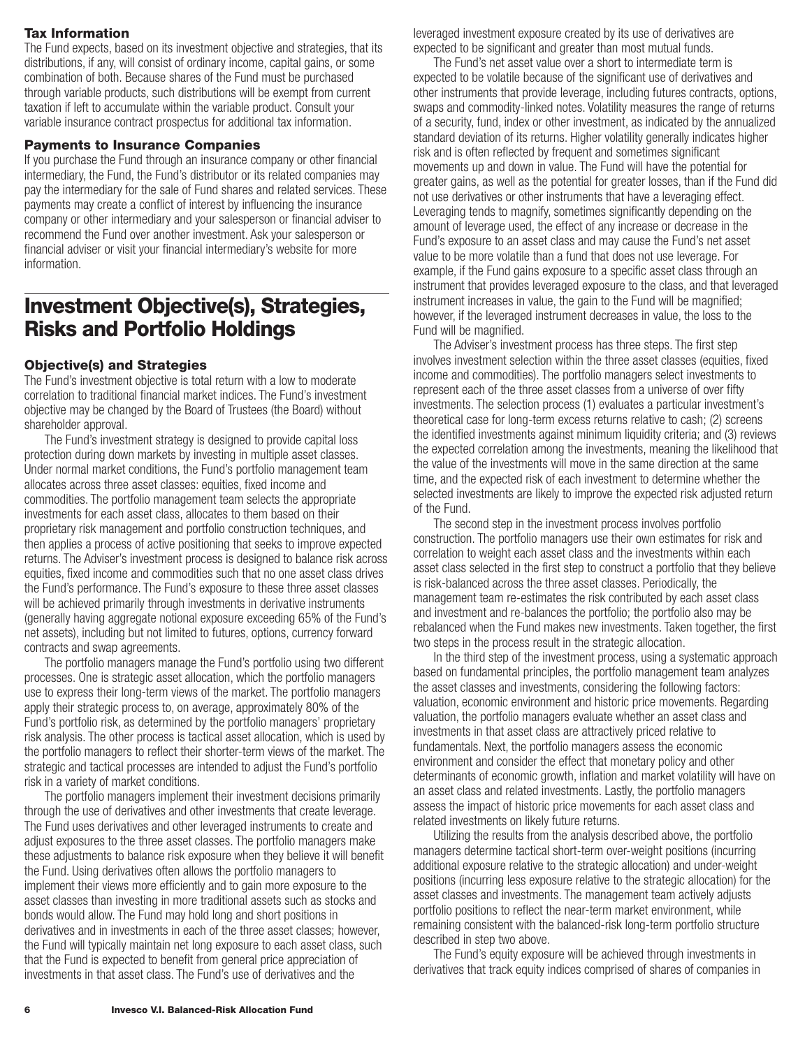### Tax Information

The Fund expects, based on its investment objective and strategies, that its distributions, if any, will consist of ordinary income, capital gains, or some combination of both. Because shares of the Fund must be purchased through variable products, such distributions will be exempt from current taxation if left to accumulate within the variable product. Consult your variable insurance contract prospectus for additional tax information.

### Payments to Insurance Companies

If you purchase the Fund through an insurance company or other financial intermediary, the Fund, the Fund's distributor or its related companies may pay the intermediary for the sale of Fund shares and related services. These payments may create a conflict of interest by influencing the insurance company or other intermediary and your salesperson or financial adviser to recommend the Fund over another investment. Ask your salesperson or financial adviser or visit your financial intermediary's website for more information.

## Investment Objective(s), Strategies, Risks and Portfolio Holdings

### Objective(s) and Strategies

The Fund's investment objective is total return with a low to moderate correlation to traditional financial market indices. The Fund's investment objective may be changed by the Board of Trustees (the Board) without shareholder approval.

The Fund's investment strategy is designed to provide capital loss protection during down markets by investing in multiple asset classes. Under normal market conditions, the Fund's portfolio management team allocates across three asset classes: equities, fixed income and commodities. The portfolio management team selects the appropriate investments for each asset class, allocates to them based on their proprietary risk management and portfolio construction techniques, and then applies a process of active positioning that seeks to improve expected returns. The Adviser's investment process is designed to balance risk across equities, fixed income and commodities such that no one asset class drives the Fund's performance. The Fund's exposure to these three asset classes will be achieved primarily through investments in derivative instruments (generally having aggregate notional exposure exceeding 65% of the Fund's net assets), including but not limited to futures, options, currency forward contracts and swap agreements.

The portfolio managers manage the Fund's portfolio using two different processes. One is strategic asset allocation, which the portfolio managers use to express their long-term views of the market. The portfolio managers apply their strategic process to, on average, approximately 80% of the Fund's portfolio risk, as determined by the portfolio managers' proprietary risk analysis. The other process is tactical asset allocation, which is used by the portfolio managers to reflect their shorter-term views of the market. The strategic and tactical processes are intended to adjust the Fund's portfolio risk in a variety of market conditions.

The portfolio managers implement their investment decisions primarily through the use of derivatives and other investments that create leverage. The Fund uses derivatives and other leveraged instruments to create and adjust exposures to the three asset classes. The portfolio managers make these adjustments to balance risk exposure when they believe it will benefit the Fund. Using derivatives often allows the portfolio managers to implement their views more efficiently and to gain more exposure to the asset classes than investing in more traditional assets such as stocks and bonds would allow. The Fund may hold long and short positions in derivatives and in investments in each of the three asset classes; however, the Fund will typically maintain net long exposure to each asset class, such that the Fund is expected to benefit from general price appreciation of investments in that asset class. The Fund's use of derivatives and the leveraged investment exposure created by its use of derivatives are expected to be significant and greater than most mutual funds.

The Fund's net asset value over a short to intermediate term is expected to be volatile because of the significant use of derivatives and other instruments that provide leverage, including futures contracts, options, swaps and commodity-linked notes. Volatility measures the range of returns of a security, fund, index or other investment, as indicated by the annualized standard deviation of its returns. Higher volatility generally indicates higher risk and is often reflected by frequent and sometimes significant movements up and down in value. The Fund will have the potential for greater gains, as well as the potential for greater losses, than if the Fund did not use derivatives or other instruments that have a leveraging effect. Leveraging tends to magnify, sometimes significantly depending on the amount of leverage used, the effect of any increase or decrease in the Fund's exposure to an asset class and may cause the Fund's net asset value to be more volatile than a fund that does not use leverage. For example, if the Fund gains exposure to a specific asset class through an instrument that provides leveraged exposure to the class, and that leveraged instrument increases in value, the gain to the Fund will be magnified; however, if the leveraged instrument decreases in value, the loss to the Fund will be magnified.

The Adviser's investment process has three steps. The first step involves investment selection within the three asset classes (equities, fixed income and commodities). The portfolio managers select investments to represent each of the three asset classes from a universe of over fifty investments. The selection process (1) evaluates a particular investment's theoretical case for long-term excess returns relative to cash; (2) screens the identified investments against minimum liquidity criteria; and (3) reviews the expected correlation among the investments, meaning the likelihood that the value of the investments will move in the same direction at the same time, and the expected risk of each investment to determine whether the selected investments are likely to improve the expected risk adjusted return of the Fund.

The second step in the investment process involves portfolio construction. The portfolio managers use their own estimates for risk and correlation to weight each asset class and the investments within each asset class selected in the first step to construct a portfolio that they believe is risk-balanced across the three asset classes. Periodically, the management team re-estimates the risk contributed by each asset class and investment and re-balances the portfolio; the portfolio also may be rebalanced when the Fund makes new investments. Taken together, the first two steps in the process result in the strategic allocation.

In the third step of the investment process, using a systematic approach based on fundamental principles, the portfolio management team analyzes the asset classes and investments, considering the following factors: valuation, economic environment and historic price movements. Regarding valuation, the portfolio managers evaluate whether an asset class and investments in that asset class are attractively priced relative to fundamentals. Next, the portfolio managers assess the economic environment and consider the effect that monetary policy and other determinants of economic growth, inflation and market volatility will have on an asset class and related investments. Lastly, the portfolio managers assess the impact of historic price movements for each asset class and related investments on likely future returns.

Utilizing the results from the analysis described above, the portfolio managers determine tactical short-term over-weight positions (incurring additional exposure relative to the strategic allocation) and under-weight positions (incurring less exposure relative to the strategic allocation) for the asset classes and investments. The management team actively adjusts portfolio positions to reflect the near-term market environment, while remaining consistent with the balanced-risk long-term portfolio structure described in step two above.

The Fund's equity exposure will be achieved through investments in derivatives that track equity indices comprised of shares of companies in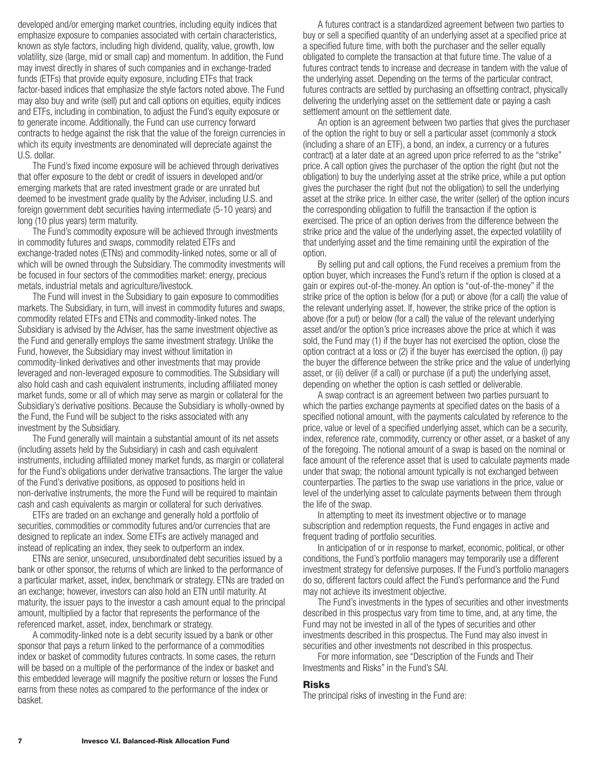developed and/or emerging market countries, including equity indices that emphasize exposure to companies associated with certain characteristics, known as style factors, including high dividend, quality, value, growth, low volatility, size (large, mid or small cap) and momentum. In addition, the Fund may invest directly in shares of such companies and in exchange-traded funds (ETFs) that provide equity exposure, including ETFs that track factor-based indices that emphasize the style factors noted above. The Fund may also buy and write (sell) put and call options on equities, equity indices and ETFs, including in combination, to adjust the Fund's equity exposure or to generate income. Additionally, the Fund can use currency forward contracts to hedge against the risk that the value of the foreign currencies in which its equity investments are denominated will depreciate against the U.S. dollar.

The Fund's fixed income exposure will be achieved through derivatives that offer exposure to the debt or credit of issuers in developed and/or emerging markets that are rated investment grade or are unrated but deemed to be investment grade quality by the Adviser, including U.S. and foreign government debt securities having intermediate (5-10 years) and long (10 plus years) term maturity.

The Fund's commodity exposure will be achieved through investments in commodity futures and swaps, commodity related ETFs and exchange-traded notes (ETNs) and commodity-linked notes, some or all of which will be owned through the Subsidiary. The commodity investments will be focused in four sectors of the commodities market: energy, precious metals, industrial metals and agriculture/livestock.

The Fund will invest in the Subsidiary to gain exposure to commodities markets. The Subsidiary, in turn, will invest in commodity futures and swaps, commodity related ETFs and ETNs and commodity-linked notes. The Subsidiary is advised by the Adviser, has the same investment objective as the Fund and generally employs the same investment strategy. Unlike the Fund, however, the Subsidiary may invest without limitation in commodity-linked derivatives and other investments that may provide leveraged and non-leveraged exposure to commodities. The Subsidiary will also hold cash and cash equivalent instruments, including affiliated money market funds, some or all of which may serve as margin or collateral for the Subsidiary's derivative positions. Because the Subsidiary is wholly-owned by the Fund, the Fund will be subject to the risks associated with any investment by the Subsidiary.

The Fund generally will maintain a substantial amount of its net assets (including assets held by the Subsidiary) in cash and cash equivalent instruments, including affiliated money market funds, as margin or collateral for the Fund's obligations under derivative transactions. The larger the value of the Fund's derivative positions, as opposed to positions held in non-derivative instruments, the more the Fund will be required to maintain cash and cash equivalents as margin or collateral for such derivatives.

ETFs are traded on an exchange and generally hold a portfolio of securities, commodities or commodity futures and/or currencies that are designed to replicate an index. Some ETFs are actively managed and instead of replicating an index, they seek to outperform an index.

ETNs are senior, unsecured, unsubordinated debt securities issued by a bank or other sponsor, the returns of which are linked to the performance of a particular market, asset, index, benchmark or strategy. ETNs are traded on an exchange; however, investors can also hold an ETN until maturity. At maturity, the issuer pays to the investor a cash amount equal to the principal amount, multiplied by a factor that represents the performance of the referenced market, asset, index, benchmark or strategy.

A commodity-linked note is a debt security issued by a bank or other sponsor that pays a return linked to the performance of a commodities index or basket of commodity futures contracts. In some cases, the return will be based on a multiple of the performance of the index or basket and this embedded leverage will magnify the positive return or losses the Fund earns from these notes as compared to the performance of the index or basket.

A futures contract is a standardized agreement between two parties to buy or sell a specified quantity of an underlying asset at a specified price at a specified future time, with both the purchaser and the seller equally obligated to complete the transaction at that future time. The value of a futures contract tends to increase and decrease in tandem with the value of the underlying asset. Depending on the terms of the particular contract, futures contracts are settled by purchasing an offsetting contract, physically delivering the underlying asset on the settlement date or paying a cash settlement amount on the settlement date.

An option is an agreement between two parties that gives the purchaser of the option the right to buy or sell a particular asset (commonly a stock (including a share of an ETF), a bond, an index, a currency or a futures contract) at a later date at an agreed upon price referred to as the "strike" price. A call option gives the purchaser of the option the right (but not the obligation) to buy the underlying asset at the strike price, while a put option gives the purchaser the right (but not the obligation) to sell the underlying asset at the strike price. In either case, the writer (seller) of the option incurs the corresponding obligation to fulfill the transaction if the option is exercised. The price of an option derives from the difference between the strike price and the value of the underlying asset, the expected volatility of that underlying asset and the time remaining until the expiration of the option.

By selling put and call options, the Fund receives a premium from the option buyer, which increases the Fund's return if the option is closed at a gain or expires out-of-the-money. An option is "out-of-the-money" if the strike price of the option is below (for a put) or above (for a call) the value of the relevant underlying asset. If, however, the strike price of the option is above (for a put) or below (for a call) the value of the relevant underlying asset and/or the option's price increases above the price at which it was sold, the Fund may (1) if the buyer has not exercised the option, close the option contract at a loss or (2) if the buyer has exercised the option, (i) pay the buyer the difference between the strike price and the value of underlying asset, or (ii) deliver (if a call) or purchase (if a put) the underlying asset, depending on whether the option is cash settled or deliverable.

A swap contract is an agreement between two parties pursuant to which the parties exchange payments at specified dates on the basis of a specified notional amount, with the payments calculated by reference to the price, value or level of a specified underlying asset, which can be a security, index, reference rate, commodity, currency or other asset, or a basket of any of the foregoing. The notional amount of a swap is based on the nominal or face amount of the reference asset that is used to calculate payments made under that swap; the notional amount typically is not exchanged between counterparties. The parties to the swap use variations in the price, value or level of the underlying asset to calculate payments between them through the life of the swap.

In attempting to meet its investment objective or to manage subscription and redemption requests, the Fund engages in active and frequent trading of portfolio securities.

In anticipation of or in response to market, economic, political, or other conditions, the Fund's portfolio managers may temporarily use a different investment strategy for defensive purposes. If the Fund's portfolio managers do so, different factors could affect the Fund's performance and the Fund may not achieve its investment objective.

The Fund's investments in the types of securities and other investments described in this prospectus vary from time to time, and, at any time, the Fund may not be invested in all of the types of securities and other investments described in this prospectus. The Fund may also invest in securities and other investments not described in this prospectus.

For more information, see "Description of the Funds and Their Investments and Risks" in the Fund's SAI.

## Risks

The principal risks of investing in the Fund are: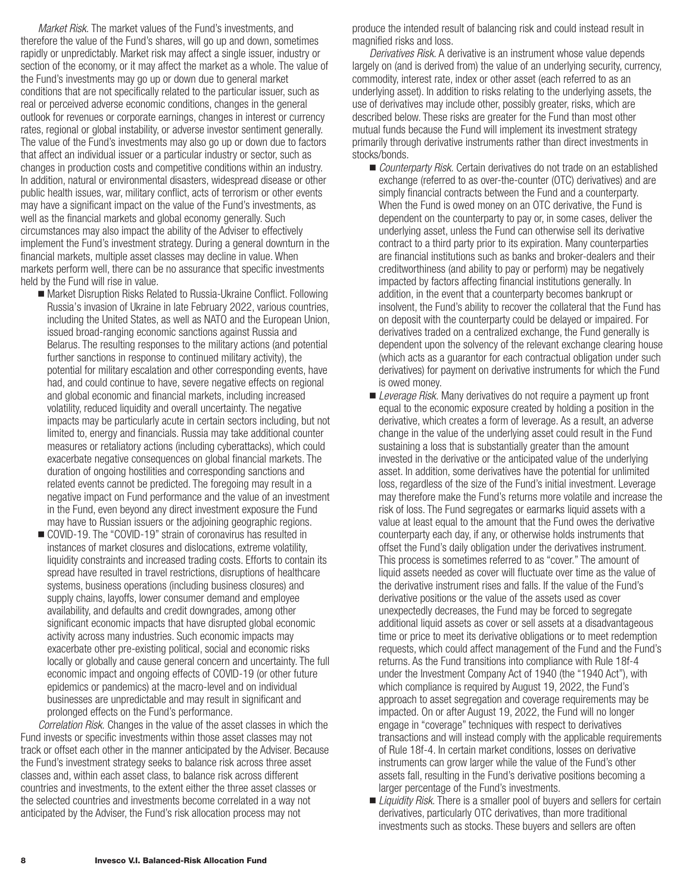*Market Risk.* The market values of the Fund's investments, and therefore the value of the Fund's shares, will go up and down, sometimes rapidly or unpredictably. Market risk may affect a single issuer, industry or section of the economy, or it may affect the market as a whole. The value of the Fund's investments may go up or down due to general market conditions that are not specifically related to the particular issuer, such as real or perceived adverse economic conditions, changes in the general outlook for revenues or corporate earnings, changes in interest or currency rates, regional or global instability, or adverse investor sentiment generally. The value of the Fund's investments may also go up or down due to factors that affect an individual issuer or a particular industry or sector, such as changes in production costs and competitive conditions within an industry. In addition, natural or environmental disasters, widespread disease or other public health issues, war, military conflict, acts of terrorism or other events may have a significant impact on the value of the Fund's investments, as well as the financial markets and global economy generally. Such circumstances may also impact the ability of the Adviser to effectively implement the Fund's investment strategy. During a general downturn in the financial markets, multiple asset classes may decline in value. When markets perform well, there can be no assurance that specific investments held by the Fund will rise in value.

- Market Disruption Risks Related to Russia-Ukraine Conflict. Following Russia's invasion of Ukraine in late February 2022, various countries, including the United States, as well as NATO and the European Union, issued broad-ranging economic sanctions against Russia and Belarus. The resulting responses to the military actions (and potential further sanctions in response to continued military activity), the potential for military escalation and other corresponding events, have had, and could continue to have, severe negative effects on regional and global economic and financial markets, including increased volatility, reduced liquidity and overall uncertainty. The negative impacts may be particularly acute in certain sectors including, but not limited to, energy and financials. Russia may take additional counter measures or retaliatory actions (including cyberattacks), which could exacerbate negative consequences on global financial markets. The duration of ongoing hostilities and corresponding sanctions and related events cannot be predicted. The foregoing may result in a negative impact on Fund performance and the value of an investment in the Fund, even beyond any direct investment exposure the Fund may have to Russian issuers or the adjoining geographic regions.
- COVID-19. The "COVID-19" strain of coronavirus has resulted in instances of market closures and dislocations, extreme volatility, liquidity constraints and increased trading costs. Efforts to contain its spread have resulted in travel restrictions, disruptions of healthcare systems, business operations (including business closures) and supply chains, layoffs, lower consumer demand and employee availability, and defaults and credit downgrades, among other significant economic impacts that have disrupted global economic activity across many industries. Such economic impacts may exacerbate other pre-existing political, social and economic risks locally or globally and cause general concern and uncertainty. The full economic impact and ongoing effects of COVID-19 (or other future epidemics or pandemics) at the macro-level and on individual businesses are unpredictable and may result in significant and prolonged effects on the Fund's performance.

*Correlation Risk.* Changes in the value of the asset classes in which the Fund invests or specific investments within those asset classes may not track or offset each other in the manner anticipated by the Adviser. Because the Fund's investment strategy seeks to balance risk across three asset classes and, within each asset class, to balance risk across different countries and investments, to the extent either the three asset classes or the selected countries and investments become correlated in a way not anticipated by the Adviser, the Fund's risk allocation process may not produce the intended result of balancing risk and could instead result in magnified risks and loss.

*Derivatives Risk.* A derivative is an instrument whose value depends largely on (and is derived from) the value of an underlying security, currency, commodity, interest rate, index or other asset (each referred to as an underlying asset). In addition to risks relating to the underlying assets, the use of derivatives may include other, possibly greater, risks, which are described below. These risks are greater for the Fund than most other mutual funds because the Fund will implement its investment strategy primarily through derivative instruments rather than direct investments in stocks/bonds.

- *Counterparty Risk.* Certain derivatives do not trade on an established exchange (referred to as over-the-counter (OTC) derivatives) and are simply financial contracts between the Fund and a counterparty. When the Fund is owed money on an OTC derivative, the Fund is dependent on the counterparty to pay or, in some cases, deliver the underlying asset, unless the Fund can otherwise sell its derivative contract to a third party prior to its expiration. Many counterparties are financial institutions such as banks and broker-dealers and their creditworthiness (and ability to pay or perform) may be negatively impacted by factors affecting financial institutions generally. In addition, in the event that a counterparty becomes bankrupt or insolvent, the Fund's ability to recover the collateral that the Fund has on deposit with the counterparty could be delayed or impaired. For derivatives traded on a centralized exchange, the Fund generally is dependent upon the solvency of the relevant exchange clearing house (which acts as a guarantor for each contractual obligation under such derivatives) for payment on derivative instruments for which the Fund is owed money.
- *Leverage Risk.* Many derivatives do not require a payment up front equal to the economic exposure created by holding a position in the derivative, which creates a form of leverage. As a result, an adverse change in the value of the underlying asset could result in the Fund sustaining a loss that is substantially greater than the amount invested in the derivative or the anticipated value of the underlying asset. In addition, some derivatives have the potential for unlimited loss, regardless of the size of the Fund's initial investment. Leverage may therefore make the Fund's returns more volatile and increase the risk of loss. The Fund segregates or earmarks liquid assets with a value at least equal to the amount that the Fund owes the derivative counterparty each day, if any, or otherwise holds instruments that offset the Fund's daily obligation under the derivatives instrument. This process is sometimes referred to as "cover." The amount of liquid assets needed as cover will fluctuate over time as the value of the derivative instrument rises and falls. If the value of the Fund's derivative positions or the value of the assets used as cover unexpectedly decreases, the Fund may be forced to segregate additional liquid assets as cover or sell assets at a disadvantageous time or price to meet its derivative obligations or to meet redemption requests, which could affect management of the Fund and the Fund's returns. As the Fund transitions into compliance with Rule 18f-4 under the Investment Company Act of 1940 (the "1940 Act"), with which compliance is required by August 19, 2022, the Fund's approach to asset segregation and coverage requirements may be impacted. On or after August 19, 2022, the Fund will no longer engage in "coverage" techniques with respect to derivatives transactions and will instead comply with the applicable requirements of Rule 18f-4. In certain market conditions, losses on derivative instruments can grow larger while the value of the Fund's other assets fall, resulting in the Fund's derivative positions becoming a larger percentage of the Fund's investments.
- *Liquidity Risk.* There is a smaller pool of buyers and sellers for certain derivatives, particularly OTC derivatives, than more traditional investments such as stocks. These buyers and sellers are often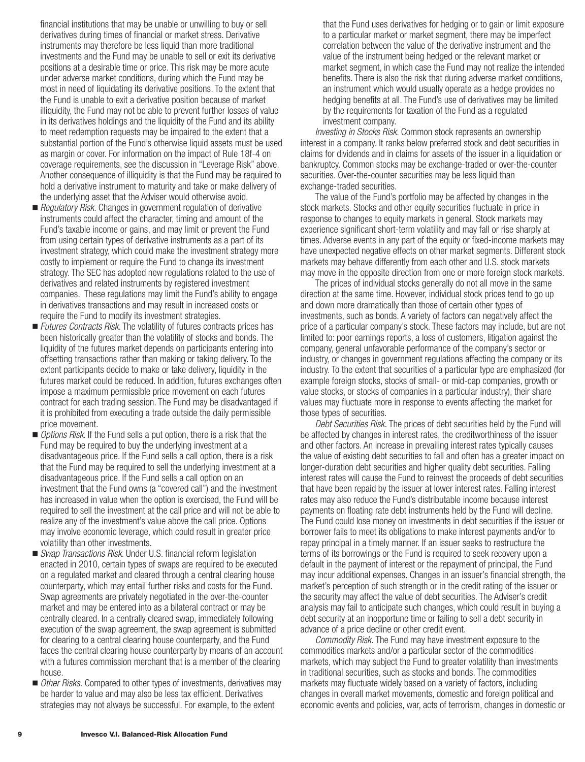financial institutions that may be unable or unwilling to buy or sell derivatives during times of financial or market stress. Derivative instruments may therefore be less liquid than more traditional investments and the Fund may be unable to sell or exit its derivative positions at a desirable time or price. This risk may be more acute under adverse market conditions, during which the Fund may be most in need of liquidating its derivative positions. To the extent that the Fund is unable to exit a derivative position because of market illiquidity, the Fund may not be able to prevent further losses of value in its derivatives holdings and the liquidity of the Fund and its ability to meet redemption requests may be impaired to the extent that a substantial portion of the Fund's otherwise liquid assets must be used as margin or cover. For information on the impact of Rule 18f-4 on coverage requirements, see the discussion in "Leverage Risk" above. Another consequence of illiquidity is that the Fund may be required to hold a derivative instrument to maturity and take or make delivery of the underlying asset that the Adviser would otherwise avoid.

- *Regulatory Risk.* Changes in government regulation of derivative instruments could affect the character, timing and amount of the Fund's taxable income or gains, and may limit or prevent the Fund from using certain types of derivative instruments as a part of its investment strategy, which could make the investment strategy more costly to implement or require the Fund to change its investment strategy. The SEC has adopted new regulations related to the use of derivatives and related instruments by registered investment companies. These regulations may limit the Fund's ability to engage in derivatives transactions and may result in increased costs or require the Fund to modify its investment strategies.
- *Futures Contracts Risk.* The volatility of futures contracts prices has been historically greater than the volatility of stocks and bonds. The liquidity of the futures market depends on participants entering into offsetting transactions rather than making or taking delivery. To the extent participants decide to make or take delivery, liquidity in the futures market could be reduced. In addition, futures exchanges often impose a maximum permissible price movement on each futures contract for each trading session. The Fund may be disadvantaged if it is prohibited from executing a trade outside the daily permissible price movement.
- *Options Risk.* If the Fund sells a put option, there is a risk that the Fund may be required to buy the underlying investment at a disadvantageous price. If the Fund sells a call option, there is a risk that the Fund may be required to sell the underlying investment at a disadvantageous price. If the Fund sells a call option on an investment that the Fund owns (a "covered call") and the investment has increased in value when the option is exercised, the Fund will be required to sell the investment at the call price and will not be able to realize any of the investment's value above the call price. Options may involve economic leverage, which could result in greater price volatility than other investments.
- *Swap Transactions Risk.* Under U.S. financial reform legislation enacted in 2010, certain types of swaps are required to be executed on a regulated market and cleared through a central clearing house counterparty, which may entail further risks and costs for the Fund. Swap agreements are privately negotiated in the over-the-counter market and may be entered into as a bilateral contract or may be centrally cleared. In a centrally cleared swap, immediately following execution of the swap agreement, the swap agreement is submitted for clearing to a central clearing house counterparty, and the Fund faces the central clearing house counterparty by means of an account with a futures commission merchant that is a member of the clearing house.
- *Other Risks.* Compared to other types of investments, derivatives may be harder to value and may also be less tax efficient. Derivatives strategies may not always be successful. For example, to the extent that the Fund uses derivatives for hedging or to gain or limit exposure to a particular market or market segment, there may be imperfect correlation between the value of the derivative instrument and the value of the instrument being hedged or the relevant market or market segment, in which case the Fund may not realize the intended benefits. There is also the risk that during adverse market conditions, an instrument which would usually operate as a hedge provides no hedging benefits at all. The Fund's use of derivatives may be limited by the requirements for taxation of the Fund as a regulated investment company.

*Investing in Stocks Risk.* Common stock represents an ownership interest in a company. It ranks below preferred stock and debt securities in claims for dividends and in claims for assets of the issuer in a liquidation or bankruptcy. Common stocks may be exchange-traded or over-the-counter securities. Over-the-counter securities may be less liquid than exchange-traded securities.

The value of the Fund's portfolio may be affected by changes in the stock markets. Stocks and other equity securities fluctuate in price in response to changes to equity markets in general. Stock markets may experience significant short-term volatility and may fall or rise sharply at times. Adverse events in any part of the equity or fixed-income markets may have unexpected negative effects on other market segments. Different stock markets may behave differently from each other and U.S. stock markets may move in the opposite direction from one or more foreign stock markets.

The prices of individual stocks generally do not all move in the same direction at the same time. However, individual stock prices tend to go up and down more dramatically than those of certain other types of investments, such as bonds. A variety of factors can negatively affect the price of a particular company's stock. These factors may include, but are not limited to: poor earnings reports, a loss of customers, litigation against the company, general unfavorable performance of the company's sector or industry, or changes in government regulations affecting the company or its industry. To the extent that securities of a particular type are emphasized (for example foreign stocks, stocks of small- or mid-cap companies, growth or value stocks, or stocks of companies in a particular industry), their share values may fluctuate more in response to events affecting the market for those types of securities.

*Debt Securities Risk.* The prices of debt securities held by the Fund will be affected by changes in interest rates, the creditworthiness of the issuer and other factors. An increase in prevailing interest rates typically causes the value of existing debt securities to fall and often has a greater impact on longer-duration debt securities and higher quality debt securities. Falling interest rates will cause the Fund to reinvest the proceeds of debt securities that have been repaid by the issuer at lower interest rates. Falling interest rates may also reduce the Fund's distributable income because interest payments on floating rate debt instruments held by the Fund will decline. The Fund could lose money on investments in debt securities if the issuer or borrower fails to meet its obligations to make interest payments and/or to repay principal in a timely manner. If an issuer seeks to restructure the terms of its borrowings or the Fund is required to seek recovery upon a default in the payment of interest or the repayment of principal, the Fund may incur additional expenses. Changes in an issuer's financial strength, the market's perception of such strength or in the credit rating of the issuer or the security may affect the value of debt securities. The Adviser's credit analysis may fail to anticipate such changes, which could result in buying a debt security at an inopportune time or failing to sell a debt security in advance of a price decline or other credit event.

*Commodity Risk.* The Fund may have investment exposure to the commodities markets and/or a particular sector of the commodities markets, which may subject the Fund to greater volatility than investments in traditional securities, such as stocks and bonds. The commodities markets may fluctuate widely based on a variety of factors, including changes in overall market movements, domestic and foreign political and economic events and policies, war, acts of terrorism, changes in domestic or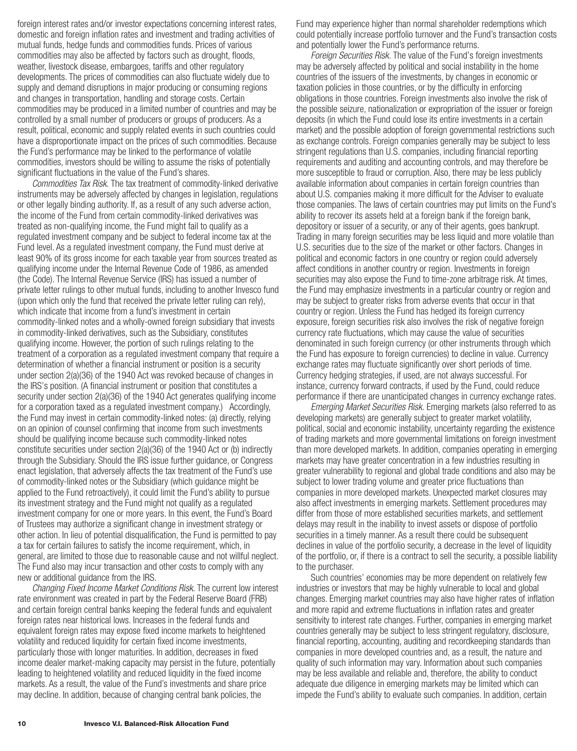foreign interest rates and/or investor expectations concerning interest rates, domestic and foreign inflation rates and investment and trading activities of mutual funds, hedge funds and commodities funds. Prices of various commodities may also be affected by factors such as drought, floods, weather, livestock disease, embargoes, tariffs and other regulatory developments. The prices of commodities can also fluctuate widely due to supply and demand disruptions in major producing or consuming regions and changes in transportation, handling and storage costs. Certain commodities may be produced in a limited number of countries and may be controlled by a small number of producers or groups of producers. As a result, political, economic and supply related events in such countries could have a disproportionate impact on the prices of such commodities. Because the Fund's performance may be linked to the performance of volatile commodities, investors should be willing to assume the risks of potentially significant fluctuations in the value of the Fund's shares.

*Commodities Tax Risk*. The tax treatment of commodity-linked derivative instruments may be adversely affected by changes in legislation, regulations or other legally binding authority. If, as a result of any such adverse action, the income of the Fund from certain commodity-linked derivatives was treated as non-qualifying income, the Fund might fail to qualify as a regulated investment company and be subject to federal income tax at the Fund level. As a regulated investment company, the Fund must derive at least 90% of its gross income for each taxable year from sources treated as qualifying income under the Internal Revenue Code of 1986, as amended (the Code). The Internal Revenue Service (IRS) has issued a number of private letter rulings to other mutual funds, including to another Invesco fund (upon which only the fund that received the private letter ruling can rely), which indicate that income from a fund's investment in certain commodity-linked notes and a wholly-owned foreign subsidiary that invests in commodity-linked derivatives, such as the Subsidiary, constitutes qualifying income. However, the portion of such rulings relating to the treatment of a corporation as a regulated investment company that require a determination of whether a financial instrument or position is a security under section 2(a)(36) of the 1940 Act was revoked because of changes in the IRS's position. (A financial instrument or position that constitutes a security under section 2(a)(36) of the 1940 Act generates qualifying income for a corporation taxed as a regulated investment company.) Accordingly, the Fund may invest in certain commodity-linked notes: (a) directly, relying on an opinion of counsel confirming that income from such investments should be qualifying income because such commodity-linked notes constitute securities under section 2(a)(36) of the 1940 Act or (b) indirectly through the Subsidiary. Should the IRS issue further guidance, or Congress enact legislation, that adversely affects the tax treatment of the Fund's use of commodity-linked notes or the Subsidiary (which guidance might be applied to the Fund retroactively), it could limit the Fund's ability to pursue its investment strategy and the Fund might not qualify as a regulated investment company for one or more years. In this event, the Fund's Board of Trustees may authorize a significant change in investment strategy or other action. In lieu of potential disqualification, the Fund is permitted to pay a tax for certain failures to satisfy the income requirement, which, in general, are limited to those due to reasonable cause and not willful neglect. The Fund also may incur transaction and other costs to comply with any new or additional guidance from the IRS.

*Changing Fixed Income Market Conditions Risk.* The current low interest rate environment was created in part by the Federal Reserve Board (FRB) and certain foreign central banks keeping the federal funds and equivalent foreign rates near historical lows. Increases in the federal funds and equivalent foreign rates may expose fixed income markets to heightened volatility and reduced liquidity for certain fixed income investments, particularly those with longer maturities. In addition, decreases in fixed income dealer market-making capacity may persist in the future, potentially leading to heightened volatility and reduced liquidity in the fixed income markets. As a result, the value of the Fund's investments and share price may decline. In addition, because of changing central bank policies, the Fund may experience higher than normal shareholder redemptions which could potentially increase portfolio turnover and the Fund's transaction costs and potentially lower the Fund's performance returns.

*Foreign Securities Risk*. The value of the Fund's foreign investments may be adversely affected by political and social instability in the home countries of the issuers of the investments, by changes in economic or taxation policies in those countries, or by the difficulty in enforcing obligations in those countries. Foreign investments also involve the risk of the possible seizure, nationalization or expropriation of the issuer or foreign deposits (in which the Fund could lose its entire investments in a certain market) and the possible adoption of foreign governmental restrictions such as exchange controls. Foreign companies generally may be subject to less stringent regulations than U.S. companies, including financial reporting requirements and auditing and accounting controls, and may therefore be more susceptible to fraud or corruption. Also, there may be less publicly available information about companies in certain foreign countries than about U.S. companies making it more difficult for the Adviser to evaluate those companies. The laws of certain countries may put limits on the Fund's ability to recover its assets held at a foreign bank if the foreign bank, depository or issuer of a security, or any of their agents, goes bankrupt. Trading in many foreign securities may be less liquid and more volatile than U.S. securities due to the size of the market or other factors. Changes in political and economic factors in one country or region could adversely affect conditions in another country or region. Investments in foreign securities may also expose the Fund to time-zone arbitrage risk. At times, the Fund may emphasize investments in a particular country or region and may be subject to greater risks from adverse events that occur in that country or region. Unless the Fund has hedged its foreign currency exposure, foreign securities risk also involves the risk of negative foreign currency rate fluctuations, which may cause the value of securities denominated in such foreign currency (or other instruments through which the Fund has exposure to foreign currencies) to decline in value. Currency exchange rates may fluctuate significantly over short periods of time. Currency hedging strategies, if used, are not always successful. For instance, currency forward contracts, if used by the Fund, could reduce performance if there are unanticipated changes in currency exchange rates.

*Emerging Market Securities Risk*. Emerging markets (also referred to as developing markets) are generally subject to greater market volatility, political, social and economic instability, uncertainty regarding the existence of trading markets and more governmental limitations on foreign investment than more developed markets. In addition, companies operating in emerging markets may have greater concentration in a few industries resulting in greater vulnerability to regional and global trade conditions and also may be subject to lower trading volume and greater price fluctuations than companies in more developed markets. Unexpected market closures may also affect investments in emerging markets. Settlement procedures may differ from those of more established securities markets, and settlement delays may result in the inability to invest assets or dispose of portfolio securities in a timely manner. As a result there could be subsequent declines in value of the portfolio security, a decrease in the level of liquidity of the portfolio, or, if there is a contract to sell the security, a possible liability to the purchaser.

Such countries' economies may be more dependent on relatively few industries or investors that may be highly vulnerable to local and global changes. Emerging market countries may also have higher rates of inflation and more rapid and extreme fluctuations in inflation rates and greater sensitivity to interest rate changes. Further, companies in emerging market countries generally may be subject to less stringent regulatory, disclosure, financial reporting, accounting, auditing and recordkeeping standards than companies in more developed countries and, as a result, the nature and quality of such information may vary. Information about such companies may be less available and reliable and, therefore, the ability to conduct adequate due diligence in emerging markets may be limited which can impede the Fund's ability to evaluate such companies. In addition, certain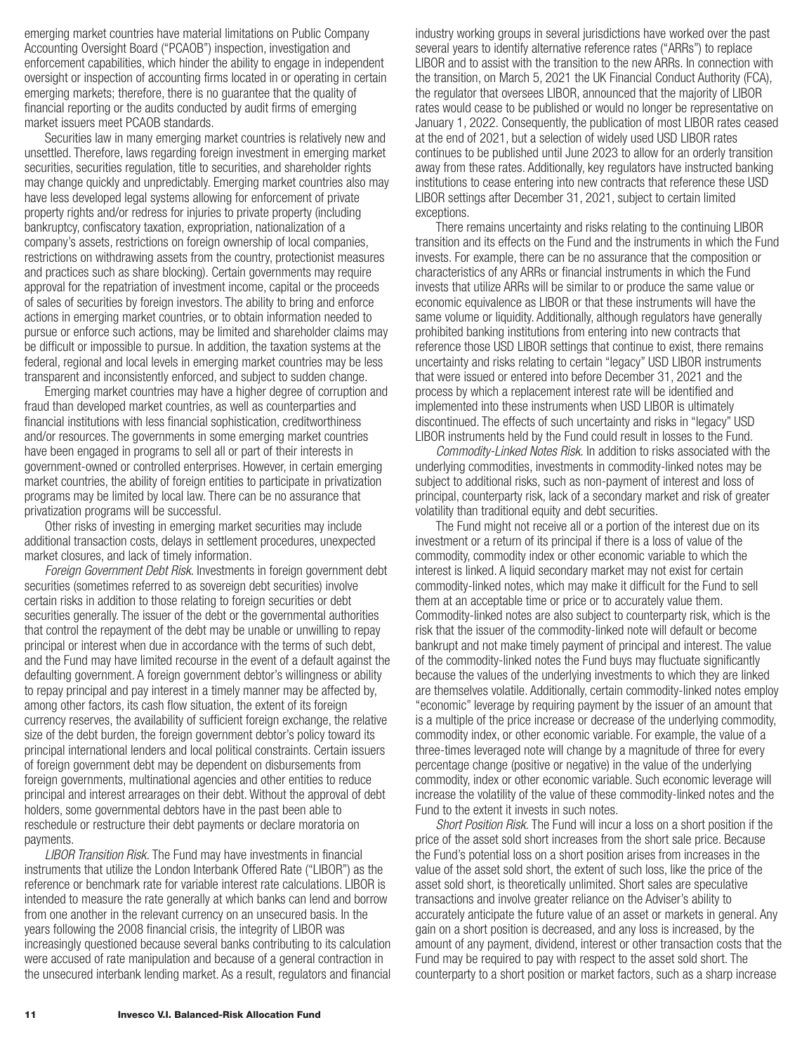emerging market countries have material limitations on Public Company Accounting Oversight Board ("PCAOB") inspection, investigation and enforcement capabilities, which hinder the ability to engage in independent oversight or inspection of accounting firms located in or operating in certain emerging markets; therefore, there is no guarantee that the quality of financial reporting or the audits conducted by audit firms of emerging market issuers meet PCAOB standards.

Securities law in many emerging market countries is relatively new and unsettled. Therefore, laws regarding foreign investment in emerging market securities, securities regulation, title to securities, and shareholder rights may change quickly and unpredictably. Emerging market countries also may have less developed legal systems allowing for enforcement of private property rights and/or redress for injuries to private property (including bankruptcy, confiscatory taxation, expropriation, nationalization of a company's assets, restrictions on foreign ownership of local companies, restrictions on withdrawing assets from the country, protectionist measures and practices such as share blocking). Certain governments may require approval for the repatriation of investment income, capital or the proceeds of sales of securities by foreign investors. The ability to bring and enforce actions in emerging market countries, or to obtain information needed to pursue or enforce such actions, may be limited and shareholder claims may be difficult or impossible to pursue. In addition, the taxation systems at the federal, regional and local levels in emerging market countries may be less transparent and inconsistently enforced, and subject to sudden change.

Emerging market countries may have a higher degree of corruption and fraud than developed market countries, as well as counterparties and financial institutions with less financial sophistication, creditworthiness and/or resources. The governments in some emerging market countries have been engaged in programs to sell all or part of their interests in government-owned or controlled enterprises. However, in certain emerging market countries, the ability of foreign entities to participate in privatization programs may be limited by local law. There can be no assurance that privatization programs will be successful.

Other risks of investing in emerging market securities may include additional transaction costs, delays in settlement procedures, unexpected market closures, and lack of timely information.

*Foreign Government Debt Risk.* Investments in foreign government debt securities (sometimes referred to as sovereign debt securities) involve certain risks in addition to those relating to foreign securities or debt securities generally. The issuer of the debt or the governmental authorities that control the repayment of the debt may be unable or unwilling to repay principal or interest when due in accordance with the terms of such debt, and the Fund may have limited recourse in the event of a default against the defaulting government. A foreign government debtor's willingness or ability to repay principal and pay interest in a timely manner may be affected by, among other factors, its cash flow situation, the extent of its foreign currency reserves, the availability of sufficient foreign exchange, the relative size of the debt burden, the foreign government debtor's policy toward its principal international lenders and local political constraints. Certain issuers of foreign government debt may be dependent on disbursements from foreign governments, multinational agencies and other entities to reduce principal and interest arrearages on their debt. Without the approval of debt holders, some governmental debtors have in the past been able to reschedule or restructure their debt payments or declare moratoria on payments.

*LIBOR Transition Risk.* The Fund may have investments in financial instruments that utilize the London Interbank Offered Rate ("LIBOR") as the reference or benchmark rate for variable interest rate calculations. LIBOR is intended to measure the rate generally at which banks can lend and borrow from one another in the relevant currency on an unsecured basis. In the years following the 2008 financial crisis, the integrity of LIBOR was increasingly questioned because several banks contributing to its calculation were accused of rate manipulation and because of a general contraction in the unsecured interbank lending market. As a result, regulators and financial industry working groups in several jurisdictions have worked over the past several years to identify alternative reference rates ("ARRs") to replace LIBOR and to assist with the transition to the new ARRs. In connection with the transition, on March 5, 2021 the UK Financial Conduct Authority (FCA), the regulator that oversees LIBOR, announced that the majority of LIBOR rates would cease to be published or would no longer be representative on January 1, 2022. Consequently, the publication of most LIBOR rates ceased at the end of 2021, but a selection of widely used USD LIBOR rates continues to be published until June 2023 to allow for an orderly transition away from these rates. Additionally, key regulators have instructed banking institutions to cease entering into new contracts that reference these USD LIBOR settings after December 31, 2021, subject to certain limited exceptions.

There remains uncertainty and risks relating to the continuing LIBOR transition and its effects on the Fund and the instruments in which the Fund invests. For example, there can be no assurance that the composition or characteristics of any ARRs or financial instruments in which the Fund invests that utilize ARRs will be similar to or produce the same value or economic equivalence as LIBOR or that these instruments will have the same volume or liquidity. Additionally, although regulators have generally prohibited banking institutions from entering into new contracts that reference those USD LIBOR settings that continue to exist, there remains uncertainty and risks relating to certain "legacy" USD LIBOR instruments that were issued or entered into before December 31, 2021 and the process by which a replacement interest rate will be identified and implemented into these instruments when USD LIBOR is ultimately discontinued. The effects of such uncertainty and risks in "legacy" USD LIBOR instruments held by the Fund could result in losses to the Fund.

*Commodity-Linked Notes Risk.* In addition to risks associated with the underlying commodities, investments in commodity-linked notes may be subject to additional risks, such as non-payment of interest and loss of principal, counterparty risk, lack of a secondary market and risk of greater volatility than traditional equity and debt securities.

The Fund might not receive all or a portion of the interest due on its investment or a return of its principal if there is a loss of value of the commodity, commodity index or other economic variable to which the interest is linked. A liquid secondary market may not exist for certain commodity-linked notes, which may make it difficult for the Fund to sell them at an acceptable time or price or to accurately value them. Commodity-linked notes are also subject to counterparty risk, which is the risk that the issuer of the commodity-linked note will default or become bankrupt and not make timely payment of principal and interest. The value of the commodity-linked notes the Fund buys may fluctuate significantly because the values of the underlying investments to which they are linked are themselves volatile. Additionally, certain commodity-linked notes employ "economic" leverage by requiring payment by the issuer of an amount that is a multiple of the price increase or decrease of the underlying commodity, commodity index, or other economic variable. For example, the value of a three-times leveraged note will change by a magnitude of three for every percentage change (positive or negative) in the value of the underlying commodity, index or other economic variable. Such economic leverage will increase the volatility of the value of these commodity-linked notes and the Fund to the extent it invests in such notes.

*Short Position Risk.* The Fund will incur a loss on a short position if the price of the asset sold short increases from the short sale price. Because the Fund's potential loss on a short position arises from increases in the value of the asset sold short, the extent of such loss, like the price of the asset sold short, is theoretically unlimited. Short sales are speculative transactions and involve greater reliance on the Adviser's ability to accurately anticipate the future value of an asset or markets in general. Any gain on a short position is decreased, and any loss is increased, by the amount of any payment, dividend, interest or other transaction costs that the Fund may be required to pay with respect to the asset sold short. The counterparty to a short position or market factors, such as a sharp increase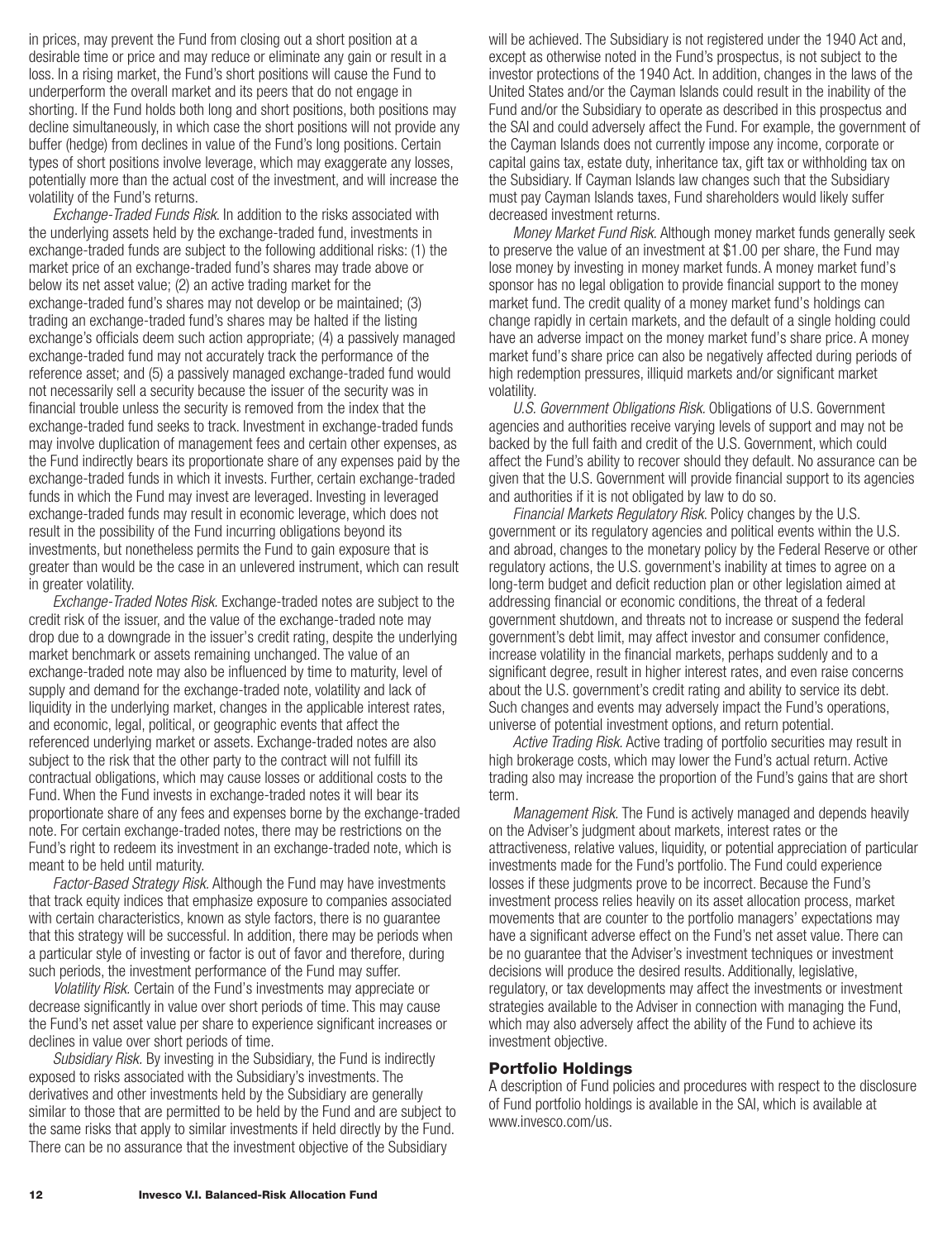in prices, may prevent the Fund from closing out a short position at a desirable time or price and may reduce or eliminate any gain or result in a loss. In a rising market, the Fund's short positions will cause the Fund to underperform the overall market and its peers that do not engage in shorting. If the Fund holds both long and short positions, both positions may decline simultaneously, in which case the short positions will not provide any buffer (hedge) from declines in value of the Fund's long positions. Certain types of short positions involve leverage, which may exaggerate any losses, potentially more than the actual cost of the investment, and will increase the volatility of the Fund's returns.

*Exchange-Traded Funds Risk*. In addition to the risks associated with the underlying assets held by the exchange-traded fund, investments in exchange-traded funds are subject to the following additional risks: (1) the market price of an exchange-traded fund's shares may trade above or below its net asset value; (2) an active trading market for the exchange-traded fund's shares may not develop or be maintained; (3) trading an exchange-traded fund's shares may be halted if the listing exchange's officials deem such action appropriate; (4) a passively managed exchange-traded fund may not accurately track the performance of the reference asset; and (5) a passively managed exchange-traded fund would not necessarily sell a security because the issuer of the security was in financial trouble unless the security is removed from the index that the exchange-traded fund seeks to track. Investment in exchange-traded funds may involve duplication of management fees and certain other expenses, as the Fund indirectly bears its proportionate share of any expenses paid by the exchange-traded funds in which it invests. Further, certain exchange-traded funds in which the Fund may invest are leveraged. Investing in leveraged exchange-traded funds may result in economic leverage, which does not result in the possibility of the Fund incurring obligations beyond its investments, but nonetheless permits the Fund to gain exposure that is greater than would be the case in an unlevered instrument, which can result in greater volatility.

*Exchange-Traded Notes Risk.* Exchange-traded notes are subject to the credit risk of the issuer, and the value of the exchange-traded note may drop due to a downgrade in the issuer's credit rating, despite the underlying market benchmark or assets remaining unchanged. The value of an exchange-traded note may also be influenced by time to maturity, level of supply and demand for the exchange-traded note, volatility and lack of liquidity in the underlying market, changes in the applicable interest rates, and economic, legal, political, or geographic events that affect the referenced underlying market or assets. Exchange-traded notes are also subject to the risk that the other party to the contract will not fulfill its contractual obligations, which may cause losses or additional costs to the Fund. When the Fund invests in exchange-traded notes it will bear its proportionate share of any fees and expenses borne by the exchange-traded note. For certain exchange-traded notes, there may be restrictions on the Fund's right to redeem its investment in an exchange-traded note, which is meant to be held until maturity.

*Factor-Based Strategy Risk.* Although the Fund may have investments that track equity indices that emphasize exposure to companies associated with certain characteristics, known as style factors, there is no guarantee that this strategy will be successful. In addition, there may be periods when a particular style of investing or factor is out of favor and therefore, during such periods, the investment performance of the Fund may suffer.

*Volatility Risk.* Certain of the Fund's investments may appreciate or decrease significantly in value over short periods of time. This may cause the Fund's net asset value per share to experience significant increases or declines in value over short periods of time.

*Subsidiary Risk.* By investing in the Subsidiary, the Fund is indirectly exposed to risks associated with the Subsidiary's investments. The derivatives and other investments held by the Subsidiary are generally similar to those that are permitted to be held by the Fund and are subject to the same risks that apply to similar investments if held directly by the Fund. There can be no assurance that the investment objective of the Subsidiary will be achieved. The Subsidiary is not registered under the 1940 Act and, except as otherwise noted in the Fund's prospectus, is not subject to the investor protections of the 1940 Act. In addition, changes in the laws of the United States and/or the Cayman Islands could result in the inability of the Fund and/or the Subsidiary to operate as described in this prospectus and the SAI and could adversely affect the Fund. For example, the government of the Cayman Islands does not currently impose any income, corporate or capital gains tax, estate duty, inheritance tax, gift tax or withholding tax on the Subsidiary. If Cayman Islands law changes such that the Subsidiary must pay Cayman Islands taxes, Fund shareholders would likely suffer decreased investment returns.

*Money Market Fund Risk.* Although money market funds generally seek to preserve the value of an investment at $1.00 per share, the Fund may lose money by investing in money market funds. A money market fund's sponsor has no legal obligation to provide financial support to the money market fund. The credit quality of a money market fund's holdings can change rapidly in certain markets, and the default of a single holding could have an adverse impact on the money market fund's share price. A money market fund's share price can also be negatively affected during periods of high redemption pressures, illiquid markets and/or significant market volatility.

*U.S. Government Obligations Risk.* Obligations of U.S. Government agencies and authorities receive varying levels of support and may not be backed by the full faith and credit of the U.S. Government, which could affect the Fund's ability to recover should they default. No assurance can be given that the U.S. Government will provide financial support to its agencies and authorities if it is not obligated by law to do so.

*Financial Markets Regulatory Risk.* Policy changes by the U.S. government or its regulatory agencies and political events within the U.S. and abroad, changes to the monetary policy by the Federal Reserve or other regulatory actions, the U.S. government's inability at times to agree on a long-term budget and deficit reduction plan or other legislation aimed at addressing financial or economic conditions, the threat of a federal government shutdown, and threats not to increase or suspend the federal government's debt limit, may affect investor and consumer confidence, increase volatility in the financial markets, perhaps suddenly and to a significant degree, result in higher interest rates, and even raise concerns about the U.S. government's credit rating and ability to service its debt. Such changes and events may adversely impact the Fund's operations, universe of potential investment options, and return potential.

*Active Trading Risk.* Active trading of portfolio securities may result in high brokerage costs, which may lower the Fund's actual return. Active trading also may increase the proportion of the Fund's gains that are short term.

*Management Risk.* The Fund is actively managed and depends heavily on the Adviser's judgment about markets, interest rates or the attractiveness, relative values, liquidity, or potential appreciation of particular investments made for the Fund's portfolio. The Fund could experience losses if these judgments prove to be incorrect. Because the Fund's investment process relies heavily on its asset allocation process, market movements that are counter to the portfolio managers' expectations may have a significant adverse effect on the Fund's net asset value. There can be no guarantee that the Adviser's investment techniques or investment decisions will produce the desired results. Additionally, legislative, regulatory, or tax developments may affect the investments or investment strategies available to the Adviser in connection with managing the Fund, which may also adversely affect the ability of the Fund to achieve its investment objective.

## Portfolio Holdings

A description of Fund policies and procedures with respect to the disclosure of Fund portfolio holdings is available in the SAI, which is available at www.invesco.com/us.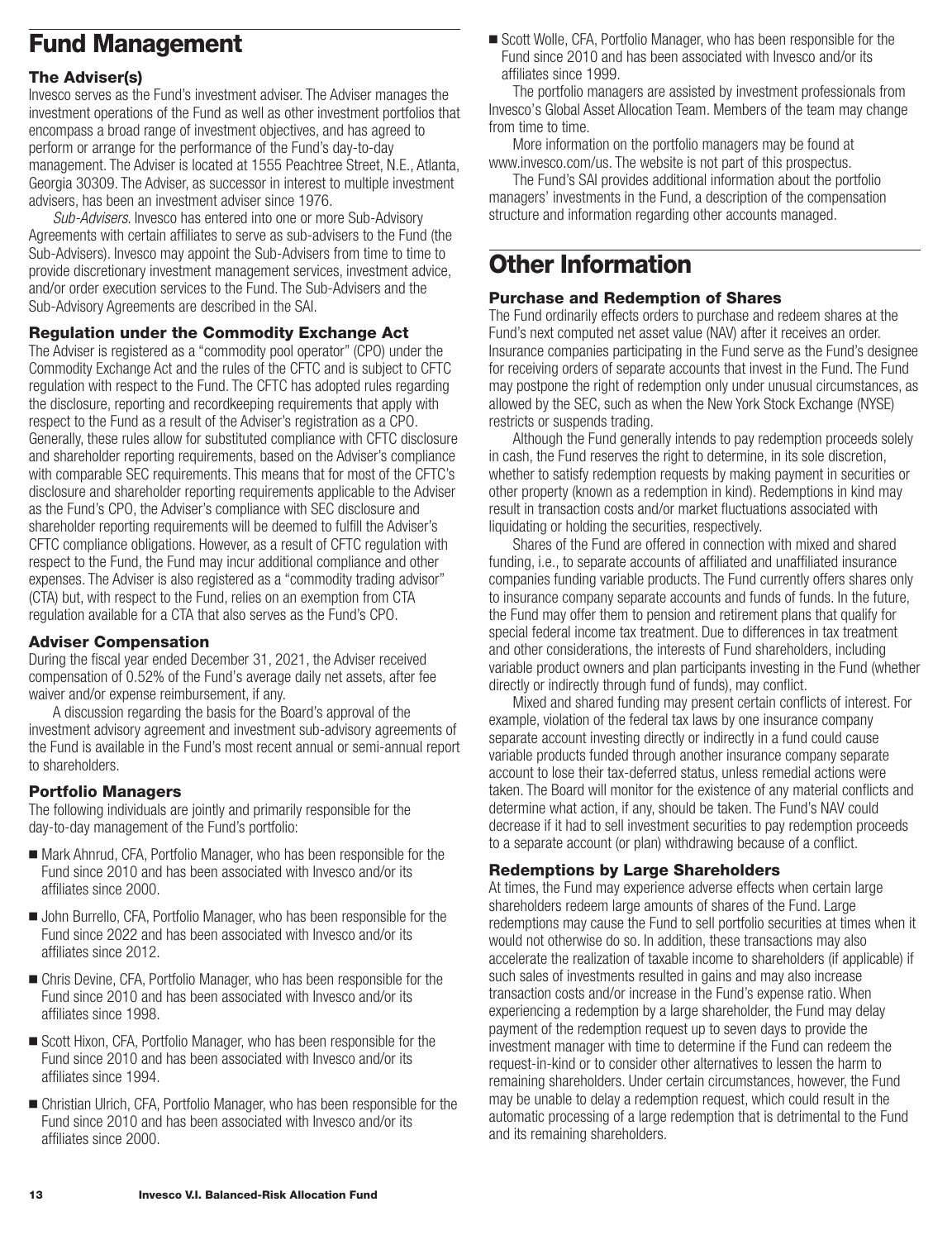# Fund Management

### The Adviser(s)

Invesco serves as the Fund's investment adviser. The Adviser manages the investment operations of the Fund as well as other investment portfolios that encompass a broad range of investment objectives, and has agreed to perform or arrange for the performance of the Fund's day-to-day management. The Adviser is located at 1555 Peachtree Street, N.E., Atlanta, Georgia 30309. The Adviser, as successor in interest to multiple investment advisers, has been an investment adviser since 1976.

*Sub-Advisers.* Invesco has entered into one or more Sub-Advisory Agreements with certain affiliates to serve as sub-advisers to the Fund (the Sub-Advisers). Invesco may appoint the Sub-Advisers from time to time to provide discretionary investment management services, investment advice, and/or order execution services to the Fund. The Sub-Advisers and the Sub-Advisory Agreements are described in the SAI.

### Regulation under the Commodity Exchange Act

The Adviser is registered as a "commodity pool operator" (CPO) under the Commodity Exchange Act and the rules of the CFTC and is subject to CFTC regulation with respect to the Fund. The CFTC has adopted rules regarding the disclosure, reporting and recordkeeping requirements that apply with respect to the Fund as a result of the Adviser's registration as a CPO. Generally, these rules allow for substituted compliance with CFTC disclosure and shareholder reporting requirements, based on the Adviser's compliance with comparable SEC requirements. This means that for most of the CFTC's disclosure and shareholder reporting requirements applicable to the Adviser as the Fund's CPO, the Adviser's compliance with SEC disclosure and shareholder reporting requirements will be deemed to fulfill the Adviser's CFTC compliance obligations. However, as a result of CFTC regulation with respect to the Fund, the Fund may incur additional compliance and other expenses. The Adviser is also registered as a "commodity trading advisor" (CTA) but, with respect to the Fund, relies on an exemption from CTA regulation available for a CTA that also serves as the Fund's CPO.

### Adviser Compensation

During the fiscal year ended December 31, 2021, the Adviser received compensation of 0.52% of the Fund's average daily net assets, after fee waiver and/or expense reimbursement, if any.

A discussion regarding the basis for the Board's approval of the investment advisory agreement and investment sub-advisory agreements of the Fund is available in the Fund's most recent annual or semi-annual report to shareholders.

### Portfolio Managers

The following individuals are jointly and primarily responsible for the day-to-day management of the Fund's portfolio:

- Mark Ahnrud, CFA, Portfolio Manager, who has been responsible for the Fund since 2010 and has been associated with Invesco and/or its affiliates since 2000.
- John Burrello, CFA, Portfolio Manager, who has been responsible for the Fund since 2022 and has been associated with Invesco and/or its affiliates since 2012.
- Chris Devine, CFA, Portfolio Manager, who has been responsible for the Fund since 2010 and has been associated with Invesco and/or its affiliates since 1998.
- Scott Hixon, CFA, Portfolio Manager, who has been responsible for the Fund since 2010 and has been associated with Invesco and/or its affiliates since 1994.
- Christian Ulrich, CFA, Portfolio Manager, who has been responsible for the Fund since 2010 and has been associated with Invesco and/or its affiliates since 2000.
- Scott Wolle, CFA, Portfolio Manager, who has been responsible for the Fund since 2010 and has been associated with Invesco and/or its affiliates since 1999.

The portfolio managers are assisted by investment professionals from Invesco's Global Asset Allocation Team. Members of the team may change from time to time.

More information on the portfolio managers may be found at www.invesco.com/us. The website is not part of this prospectus.

The Fund's SAI provides additional information about the portfolio managers' investments in the Fund, a description of the compensation structure and information regarding other accounts managed.

# Other Information

### Purchase and Redemption of Shares

The Fund ordinarily effects orders to purchase and redeem shares at the Fund's next computed net asset value (NAV) after it receives an order. Insurance companies participating in the Fund serve as the Fund's designee for receiving orders of separate accounts that invest in the Fund. The Fund may postpone the right of redemption only under unusual circumstances, as allowed by the SEC, such as when the New York Stock Exchange (NYSE) restricts or suspends trading.

Although the Fund generally intends to pay redemption proceeds solely in cash, the Fund reserves the right to determine, in its sole discretion, whether to satisfy redemption requests by making payment in securities or other property (known as a redemption in kind). Redemptions in kind may result in transaction costs and/or market fluctuations associated with liquidating or holding the securities, respectively.

Shares of the Fund are offered in connection with mixed and shared funding, i.e., to separate accounts of affiliated and unaffiliated insurance companies funding variable products. The Fund currently offers shares only to insurance company separate accounts and funds of funds. In the future, the Fund may offer them to pension and retirement plans that qualify for special federal income tax treatment. Due to differences in tax treatment and other considerations, the interests of Fund shareholders, including variable product owners and plan participants investing in the Fund (whether directly or indirectly through fund of funds), may conflict.

Mixed and shared funding may present certain conflicts of interest. For example, violation of the federal tax laws by one insurance company separate account investing directly or indirectly in a fund could cause variable products funded through another insurance company separate account to lose their tax-deferred status, unless remedial actions were taken. The Board will monitor for the existence of any material conflicts and determine what action, if any, should be taken. The Fund's NAV could decrease if it had to sell investment securities to pay redemption proceeds to a separate account (or plan) withdrawing because of a conflict.

### Redemptions by Large Shareholders

At times, the Fund may experience adverse effects when certain large shareholders redeem large amounts of shares of the Fund. Large redemptions may cause the Fund to sell portfolio securities at times when it would not otherwise do so. In addition, these transactions may also accelerate the realization of taxable income to shareholders (if applicable) if such sales of investments resulted in gains and may also increase transaction costs and/or increase in the Fund's expense ratio. When experiencing a redemption by a large shareholder, the Fund may delay payment of the redemption request up to seven days to provide the investment manager with time to determine if the Fund can redeem the request-in-kind or to consider other alternatives to lessen the harm to remaining shareholders. Under certain circumstances, however, the Fund may be unable to delay a redemption request, which could result in the automatic processing of a large redemption that is detrimental to the Fund and its remaining shareholders.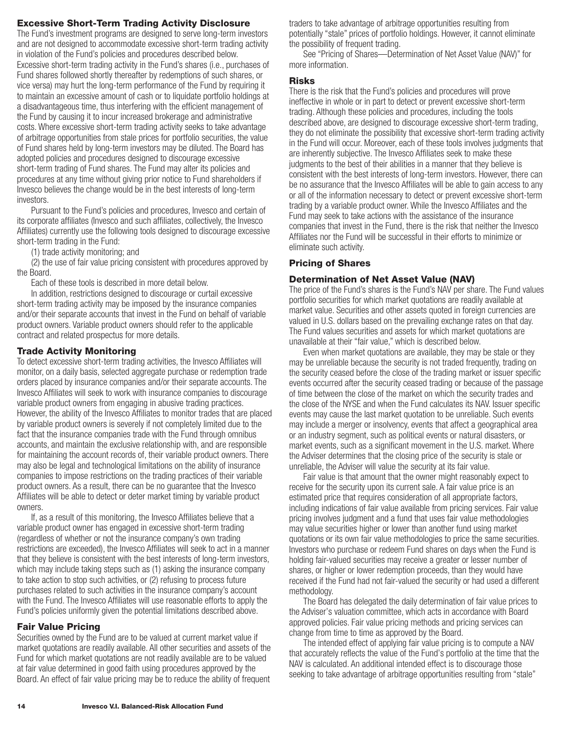## Excessive Short-Term Trading Activity Disclosure

The Fund's investment programs are designed to serve long-term investors and are not designed to accommodate excessive short-term trading activity in violation of the Fund's policies and procedures described below. Excessive short-term trading activity in the Fund's shares (i.e., purchases of Fund shares followed shortly thereafter by redemptions of such shares, or vice versa) may hurt the long-term performance of the Fund by requiring it to maintain an excessive amount of cash or to liquidate portfolio holdings at a disadvantageous time, thus interfering with the efficient management of the Fund by causing it to incur increased brokerage and administrative costs. Where excessive short-term trading activity seeks to take advantage of arbitrage opportunities from stale prices for portfolio securities, the value of Fund shares held by long-term investors may be diluted. The Board has adopted policies and procedures designed to discourage excessive short-term trading of Fund shares. The Fund may alter its policies and procedures at any time without giving prior notice to Fund shareholders if Invesco believes the change would be in the best interests of long-term investors.

Pursuant to the Fund's policies and procedures, Invesco and certain of its corporate affiliates (Invesco and such affiliates, collectively, the Invesco Affiliates) currently use the following tools designed to discourage excessive short-term trading in the Fund:

(1) trade activity monitoring; and

(2) the use of fair value pricing consistent with procedures approved by the Board.

Each of these tools is described in more detail below.

In addition, restrictions designed to discourage or curtail excessive short-term trading activity may be imposed by the insurance companies and/or their separate accounts that invest in the Fund on behalf of variable product owners. Variable product owners should refer to the applicable contract and related prospectus for more details.

## Trade Activity Monitoring

To detect excessive short-term trading activities, the Invesco Affiliates will monitor, on a daily basis, selected aggregate purchase or redemption trade orders placed by insurance companies and/or their separate accounts. The Invesco Affiliates will seek to work with insurance companies to discourage variable product owners from engaging in abusive trading practices. However, the ability of the Invesco Affiliates to monitor trades that are placed by variable product owners is severely if not completely limited due to the fact that the insurance companies trade with the Fund through omnibus accounts, and maintain the exclusive relationship with, and are responsible for maintaining the account records of, their variable product owners. There may also be legal and technological limitations on the ability of insurance companies to impose restrictions on the trading practices of their variable product owners. As a result, there can be no guarantee that the Invesco Affiliates will be able to detect or deter market timing by variable product owners.

If, as a result of this monitoring, the Invesco Affiliates believe that a variable product owner has engaged in excessive short-term trading (regardless of whether or not the insurance company's own trading restrictions are exceeded), the Invesco Affiliates will seek to act in a manner that they believe is consistent with the best interests of long-term investors, which may include taking steps such as (1) asking the insurance company to take action to stop such activities, or (2) refusing to process future purchases related to such activities in the insurance company's account with the Fund. The Invesco Affiliates will use reasonable efforts to apply the Fund's policies uniformly given the potential limitations described above.

## Fair Value Pricing

Securities owned by the Fund are to be valued at current market value if market quotations are readily available. All other securities and assets of the Fund for which market quotations are not readily available are to be valued at fair value determined in good faith using procedures approved by the Board. An effect of fair value pricing may be to reduce the ability of frequent traders to take advantage of arbitrage opportunities resulting from potentially "stale" prices of portfolio holdings. However, it cannot eliminate the possibility of frequent trading.

See "Pricing of Shares—Determination of Net Asset Value (NAV)" for more information.

## Risks

There is the risk that the Fund's policies and procedures will prove ineffective in whole or in part to detect or prevent excessive short-term trading. Although these policies and procedures, including the tools described above, are designed to discourage excessive short-term trading, they do not eliminate the possibility that excessive short-term trading activity in the Fund will occur. Moreover, each of these tools involves judgments that are inherently subjective. The Invesco Affiliates seek to make these judgments to the best of their abilities in a manner that they believe is consistent with the best interests of long-term investors. However, there can be no assurance that the Invesco Affiliates will be able to gain access to any or all of the information necessary to detect or prevent excessive short-term trading by a variable product owner. While the Invesco Affiliates and the Fund may seek to take actions with the assistance of the insurance companies that invest in the Fund, there is the risk that neither the Invesco Affiliates nor the Fund will be successful in their efforts to minimize or eliminate such activity.

## Pricing of Shares

## Determination of Net Asset Value (NAV)

The price of the Fund's shares is the Fund's NAV per share. The Fund values portfolio securities for which market quotations are readily available at market value. Securities and other assets quoted in foreign currencies are valued in U.S. dollars based on the prevailing exchange rates on that day. The Fund values securities and assets for which market quotations are unavailable at their "fair value," which is described below.

Even when market quotations are available, they may be stale or they may be unreliable because the security is not traded frequently, trading on the security ceased before the close of the trading market or issuer specific events occurred after the security ceased trading or because of the passage of time between the close of the market on which the security trades and the close of the NYSE and when the Fund calculates its NAV. Issuer specific events may cause the last market quotation to be unreliable. Such events may include a merger or insolvency, events that affect a geographical area or an industry segment, such as political events or natural disasters, or market events, such as a significant movement in the U.S. market. Where the Adviser determines that the closing price of the security is stale or unreliable, the Adviser will value the security at its fair value.

Fair value is that amount that the owner might reasonably expect to receive for the security upon its current sale. A fair value price is an estimated price that requires consideration of all appropriate factors, including indications of fair value available from pricing services. Fair value pricing involves judgment and a fund that uses fair value methodologies may value securities higher or lower than another fund using market quotations or its own fair value methodologies to price the same securities. Investors who purchase or redeem Fund shares on days when the Fund is holding fair-valued securities may receive a greater or lesser number of shares, or higher or lower redemption proceeds, than they would have received if the Fund had not fair-valued the security or had used a different methodology.

The Board has delegated the daily determination of fair value prices to the Adviser's valuation committee, which acts in accordance with Board approved policies. Fair value pricing methods and pricing services can change from time to time as approved by the Board.

The intended effect of applying fair value pricing is to compute a NAV that accurately reflects the value of the Fund's portfolio at the time that the NAV is calculated. An additional intended effect is to discourage those seeking to take advantage of arbitrage opportunities resulting from "stale"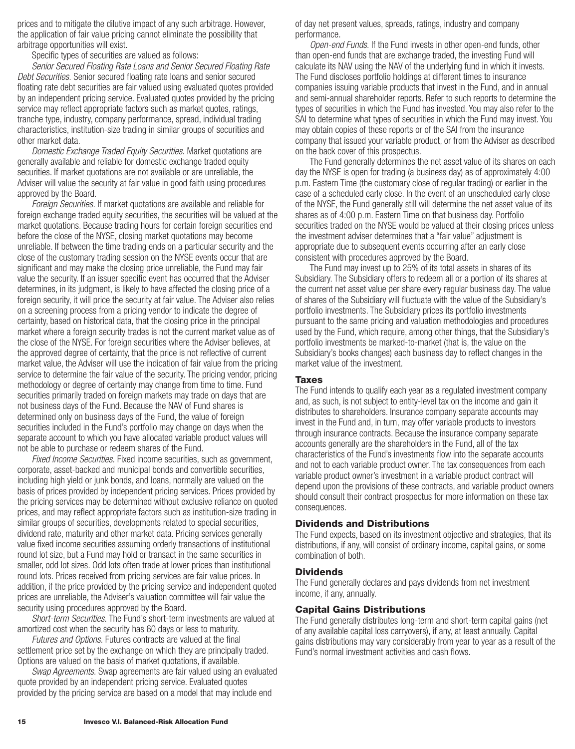prices and to mitigate the dilutive impact of any such arbitrage. However, the application of fair value pricing cannot eliminate the possibility that arbitrage opportunities will exist.

Specific types of securities are valued as follows:

*Senior Secured Floating Rate Loans and Senior Secured Floating Rate Debt Securities.* Senior secured floating rate loans and senior secured floating rate debt securities are fair valued using evaluated quotes provided by an independent pricing service. Evaluated quotes provided by the pricing service may reflect appropriate factors such as market quotes, ratings, tranche type, industry, company performance, spread, individual trading characteristics, institution-size trading in similar groups of securities and other market data.

*Domestic Exchange Traded Equity Securities.* Market quotations are generally available and reliable for domestic exchange traded equity securities. If market quotations are not available or are unreliable, the Adviser will value the security at fair value in good faith using procedures approved by the Board.

*Foreign Securities.* If market quotations are available and reliable for foreign exchange traded equity securities, the securities will be valued at the market quotations. Because trading hours for certain foreign securities end before the close of the NYSE, closing market quotations may become unreliable. If between the time trading ends on a particular security and the close of the customary trading session on the NYSE events occur that are significant and may make the closing price unreliable, the Fund may fair value the security. If an issuer specific event has occurred that the Adviser determines, in its judgment, is likely to have affected the closing price of a foreign security, it will price the security at fair value. The Adviser also relies on a screening process from a pricing vendor to indicate the degree of certainty, based on historical data, that the closing price in the principal market where a foreign security trades is not the current market value as of the close of the NYSE. For foreign securities where the Adviser believes, at the approved degree of certainty, that the price is not reflective of current market value, the Adviser will use the indication of fair value from the pricing service to determine the fair value of the security. The pricing vendor, pricing methodology or degree of certainty may change from time to time. Fund securities primarily traded on foreign markets may trade on days that are not business days of the Fund. Because the NAV of Fund shares is determined only on business days of the Fund, the value of foreign securities included in the Fund's portfolio may change on days when the separate account to which you have allocated variable product values will not be able to purchase or redeem shares of the Fund.

*Fixed Income Securities.* Fixed income securities, such as government, corporate, asset-backed and municipal bonds and convertible securities, including high yield or junk bonds, and loans, normally are valued on the basis of prices provided by independent pricing services. Prices provided by the pricing services may be determined without exclusive reliance on quoted prices, and may reflect appropriate factors such as institution-size trading in similar groups of securities, developments related to special securities, dividend rate, maturity and other market data. Pricing services generally value fixed income securities assuming orderly transactions of institutional round lot size, but a Fund may hold or transact in the same securities in smaller, odd lot sizes. Odd lots often trade at lower prices than institutional round lots. Prices received from pricing services are fair value prices. In addition, if the price provided by the pricing service and independent quoted prices are unreliable, the Adviser's valuation committee will fair value the security using procedures approved by the Board.

*Short-term Securities.* The Fund's short-term investments are valued at amortized cost when the security has 60 days or less to maturity.

*Futures and Options.* Futures contracts are valued at the final settlement price set by the exchange on which they are principally traded. Options are valued on the basis of market quotations, if available.

*Swap Agreements.* Swap agreements are fair valued using an evaluated quote provided by an independent pricing service. Evaluated quotes provided by the pricing service are based on a model that may include end of day net present values, spreads, ratings, industry and company performance.

*Open-end Funds.* If the Fund invests in other open-end funds, other than open-end funds that are exchange traded, the investing Fund will calculate its NAV using the NAV of the underlying fund in which it invests. The Fund discloses portfolio holdings at different times to insurance companies issuing variable products that invest in the Fund, and in annual and semi-annual shareholder reports. Refer to such reports to determine the types of securities in which the Fund has invested. You may also refer to the SAI to determine what types of securities in which the Fund may invest. You may obtain copies of these reports or of the SAI from the insurance company that issued your variable product, or from the Adviser as described on the back cover of this prospectus.

The Fund generally determines the net asset value of its shares on each day the NYSE is open for trading (a business day) as of approximately 4:00 p.m. Eastern Time (the customary close of regular trading) or earlier in the case of a scheduled early close. In the event of an unscheduled early close of the NYSE, the Fund generally still will determine the net asset value of its shares as of 4:00 p.m. Eastern Time on that business day. Portfolio securities traded on the NYSE would be valued at their closing prices unless the investment adviser determines that a "fair value" adjustment is appropriate due to subsequent events occurring after an early close consistent with procedures approved by the Board.

The Fund may invest up to 25% of its total assets in shares of its Subsidiary. The Subsidiary offers to redeem all or a portion of its shares at the current net asset value per share every regular business day. The value of shares of the Subsidiary will fluctuate with the value of the Subsidiary's portfolio investments. The Subsidiary prices its portfolio investments pursuant to the same pricing and valuation methodologies and procedures used by the Fund, which require, among other things, that the Subsidiary's portfolio investments be marked-to-market (that is, the value on the Subsidiary's books changes) each business day to reflect changes in the market value of the investment.

## Taxes

The Fund intends to qualify each year as a regulated investment company and, as such, is not subject to entity-level tax on the income and gain it distributes to shareholders. Insurance company separate accounts may invest in the Fund and, in turn, may offer variable products to investors through insurance contracts. Because the insurance company separate accounts generally are the shareholders in the Fund, all of the tax characteristics of the Fund's investments flow into the separate accounts and not to each variable product owner. The tax consequences from each variable product owner's investment in a variable product contract will depend upon the provisions of these contracts, and variable product owners should consult their contract prospectus for more information on these tax consequences.

## Dividends and Distributions

The Fund expects, based on its investment objective and strategies, that its distributions, if any, will consist of ordinary income, capital gains, or some combination of both.

## Dividends

The Fund generally declares and pays dividends from net investment income, if any, annually.

## Capital Gains Distributions

The Fund generally distributes long-term and short-term capital gains (net of any available capital loss carryovers), if any, at least annually. Capital gains distributions may vary considerably from year to year as a result of the Fund's normal investment activities and cash flows.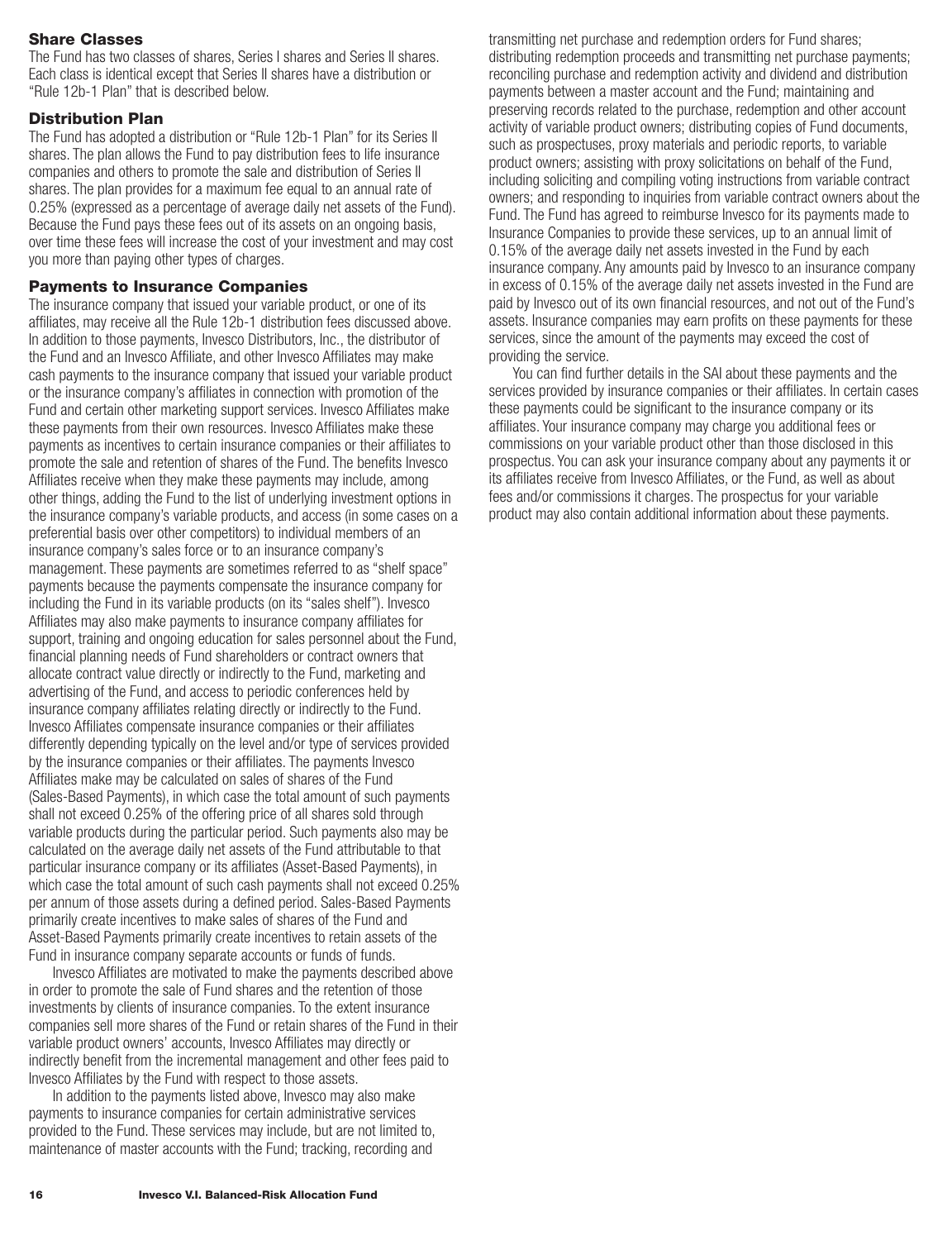### Share Classes

The Fund has two classes of shares, Series I shares and Series II shares. Each class is identical except that Series II shares have a distribution or "Rule 12b-1 Plan" that is described below.

### Distribution Plan

The Fund has adopted a distribution or "Rule 12b-1 Plan" for its Series II shares. The plan allows the Fund to pay distribution fees to life insurance companies and others to promote the sale and distribution of Series II shares. The plan provides for a maximum fee equal to an annual rate of 0.25% (expressed as a percentage of average daily net assets of the Fund). Because the Fund pays these fees out of its assets on an ongoing basis, over time these fees will increase the cost of your investment and may cost you more than paying other types of charges.

### Payments to Insurance Companies

The insurance company that issued your variable product, or one of its affiliates, may receive all the Rule 12b-1 distribution fees discussed above. In addition to those payments, Invesco Distributors, Inc., the distributor of the Fund and an Invesco Affiliate, and other Invesco Affiliates may make cash payments to the insurance company that issued your variable product or the insurance company's affiliates in connection with promotion of the Fund and certain other marketing support services. Invesco Affiliates make these payments from their own resources. Invesco Affiliates make these payments as incentives to certain insurance companies or their affiliates to promote the sale and retention of shares of the Fund. The benefits Invesco Affiliates receive when they make these payments may include, among other things, adding the Fund to the list of underlying investment options in the insurance company's variable products, and access (in some cases on a preferential basis over other competitors) to individual members of an insurance company's sales force or to an insurance company's management. These payments are sometimes referred to as "shelf space" payments because the payments compensate the insurance company for including the Fund in its variable products (on its "sales shelf"). Invesco Affiliates may also make payments to insurance company affiliates for support, training and ongoing education for sales personnel about the Fund, financial planning needs of Fund shareholders or contract owners that allocate contract value directly or indirectly to the Fund, marketing and advertising of the Fund, and access to periodic conferences held by insurance company affiliates relating directly or indirectly to the Fund. Invesco Affiliates compensate insurance companies or their affiliates differently depending typically on the level and/or type of services provided by the insurance companies or their affiliates. The payments Invesco Affiliates make may be calculated on sales of shares of the Fund (Sales-Based Payments), in which case the total amount of such payments shall not exceed 0.25% of the offering price of all shares sold through variable products during the particular period. Such payments also may be calculated on the average daily net assets of the Fund attributable to that particular insurance company or its affiliates (Asset-Based Payments), in which case the total amount of such cash payments shall not exceed 0.25% per annum of those assets during a defined period. Sales-Based Payments primarily create incentives to make sales of shares of the Fund and Asset-Based Payments primarily create incentives to retain assets of the Fund in insurance company separate accounts or funds of funds.

Invesco Affiliates are motivated to make the payments described above in order to promote the sale of Fund shares and the retention of those investments by clients of insurance companies. To the extent insurance companies sell more shares of the Fund or retain shares of the Fund in their variable product owners' accounts, Invesco Affiliates may directly or indirectly benefit from the incremental management and other fees paid to Invesco Affiliates by the Fund with respect to those assets.

In addition to the payments listed above, Invesco may also make payments to insurance companies for certain administrative services provided to the Fund. These services may include, but are not limited to, maintenance of master accounts with the Fund; tracking, recording and transmitting net purchase and redemption orders for Fund shares; distributing redemption proceeds and transmitting net purchase payments; reconciling purchase and redemption activity and dividend and distribution payments between a master account and the Fund; maintaining and preserving records related to the purchase, redemption and other account activity of variable product owners; distributing copies of Fund documents, such as prospectuses, proxy materials and periodic reports, to variable product owners; assisting with proxy solicitations on behalf of the Fund, including soliciting and compiling voting instructions from variable contract owners; and responding to inquiries from variable contract owners about the Fund. The Fund has agreed to reimburse Invesco for its payments made to Insurance Companies to provide these services, up to an annual limit of 0.15% of the average daily net assets invested in the Fund by each insurance company. Any amounts paid by Invesco to an insurance company in excess of 0.15% of the average daily net assets invested in the Fund are paid by Invesco out of its own financial resources, and not out of the Fund's assets. Insurance companies may earn profits on these payments for these services, since the amount of the payments may exceed the cost of providing the service.

You can find further details in the SAI about these payments and the services provided by insurance companies or their affiliates. In certain cases these payments could be significant to the insurance company or its affiliates. Your insurance company may charge you additional fees or commissions on your variable product other than those disclosed in this prospectus. You can ask your insurance company about any payments it or its affiliates receive from Invesco Affiliates, or the Fund, as well as about fees and/or commissions it charges. The prospectus for your variable product may also contain additional information about these payments.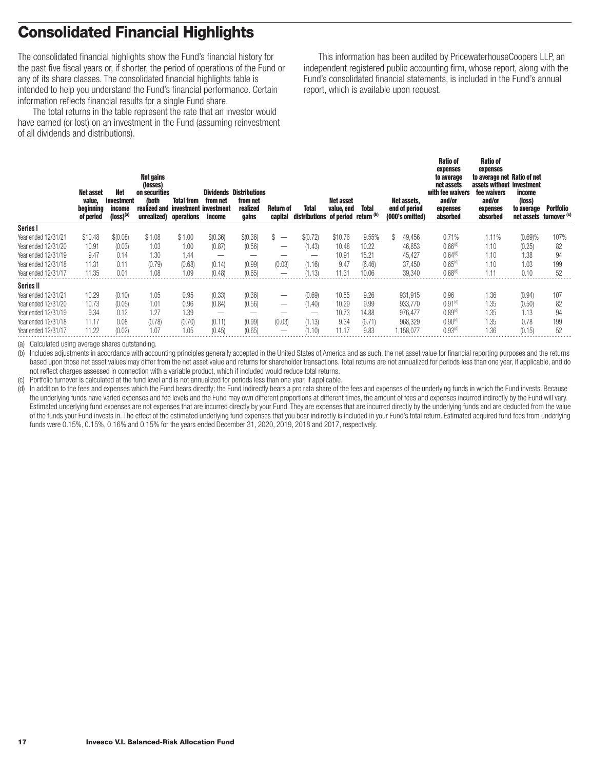# Consolidated Financial Highlights

The consolidated financial highlights show the Fund's financial history for the past five fiscal years or, if shorter, the period of operations of the Fund or any of its share classes. The consolidated financial highlights table is intended to help you understand the Fund's financial performance. Certain information reflects financial results for a single Fund share.

The total returns in the table represent the rate that an investor would have earned (or lost) on an investment in the Fund (assuming reinvestment of all dividends and distributions).

This information has been audited by PricewaterhouseCoopers LLP, an independent registered public accounting firm, whose report, along with the Fund's consolidated financial statements, is included in the Fund's annual report, which is available upon request.

| | Net asset value, beginning of period | Net investment income (loss)[(a)] | Net gains (losses) on securities (both realized and unrealized) | Total from investment operations | Dividends from net investment income | Distributions from net realized gains | Return of capital | Total distributions | Net asset value, end of period | Total return [(b)] | Net assets, end of period (000's omitted) | Ratio of expenses to average net assets with fee waivers and/or expenses absorbed | Ratio of expenses to average net assets without fee waivers and/or expenses absorbed | Ratio of net investment income (loss) to average net assets | Portfolio turnover [(c)] |
|---|---|---|---|---|---|---|---|---|---|---|---|---|---|---|---|
| **Series I** | | | | | | | | | | | | | | | |
| Year ended 12/31/21 | $10.48 | $(0.08) | $1.08 | $1.00 | $(0.36) | $(0.36) | $ — | $(0.72) | $10.76 | 9.55% | $ 49,456 | 0.71% | 1.11% | (0.69)% | 107% |
| Year ended 12/31/20 | 10.91 | (0.03) | 1.03 | 1.00 | (0.87) | (0.56) | — | (1.43) | 10.48 | 10.22 | 46,853 | 0.66[(d)] | 1.10 | (0.25) | 82 |
| Year ended 12/31/19 | 9.47 | 0.14 | 1.30 | 1.44 | — | — | — | — | 10.91 | 15.21 | 45,427 | 0.64[(d)] | 1.10 | 1.38 | 94 |
| Year ended 12/31/18 | 11.31 | 0.11 | (0.79) | (0.68) | (0.14) | (0.99) | (0.03) | (1.16) | 9.47 | (6.46) | 37,450 | 0.65[(d)] | 1.10 | 1.03 | 199 |
| Year ended 12/31/17 | 11.35 | 0.01 | 1.08 | 1.09 | (0.48) | (0.65) | — | (1.13) | 11.31 | 10.06 | 39,340 | 0.68[(d)] | 1.11 | 0.10 | 52 |
| **Series II** | | | | | | | | | | | | | | | |
| Year ended 12/31/21 | 10.29 | (0.10) | 1.05 | 0.95 | (0.33) | (0.36) | — | (0.69) | 10.55 | 9.26 | 931,915 | 0.96 | 1.36 | (0.94) | 107 |
| Year ended 12/31/20 | 10.73 | (0.05) | 1.01 | 0.96 | (0.84) | (0.56) | — | (1.40) | 10.29 | 9.99 | 933,770 | 0.91[(d)] | 1.35 | (0.50) | 82 |
| Year ended 12/31/19 | 9.34 | 0.12 | 1.27 | 1.39 | — | — | — | — | 10.73 | 14.88 | 976,477 | 0.89[(d)] | 1.35 | 1.13 | 94 |
| Year ended 12/31/18 | 11.17 | 0.08 | (0.78) | (0.70) | (0.11) | (0.99) | (0.03) | (1.13) | 9.34 | (6.71) | 968,329 | 0.90[(d)] | 1.35 | 0.78 | 199 |
| Year ended 12/31/17 | 11.22 | (0.02) | 1.07 | 1.05 | (0.45) | (0.65) | — | (1.10) | 11.17 | 9.83 | 1,158,077 | 0.93[(d)] | 1.36 | (0.15) | 52 |

(a) Calculated using average shares outstanding.

(b) Includes adjustments in accordance with accounting principles generally accepted in the United States of America and as such, the net asset value for financial reporting purposes and the returns based upon those net asset values may differ from the net asset value and returns for shareholder transactions. Total returns are not annualized for periods less than one year, if applicable, and do not reflect charges assessed in connection with a variable product, which if included would reduce total returns.

(c) Portfolio turnover is calculated at the fund level and is not annualized for periods less than one year, if applicable.

(d) In addition to the fees and expenses which the Fund bears directly; the Fund indirectly bears a pro rata share of the fees and expenses of the underlying funds in which the Fund invests. Because the underlying funds have varied expenses and fee levels and the Fund may own different proportions at different times, the amount of fees and expenses incurred indirectly by the Fund will vary. Estimated underlying fund expenses are not expenses that are incurred directly by your Fund. They are expenses that are incurred directly by the underlying funds and are deducted from the value of the funds your Fund invests in. The effect of the estimated underlying fund expenses that you bear indirectly is included in your Fund's total return. Estimated acquired fund fees from underlying funds were 0.15%, 0.15%, 0.16% and 0.15% for the years ended December 31, 2020, 2019, 2018 and 2017, respectively.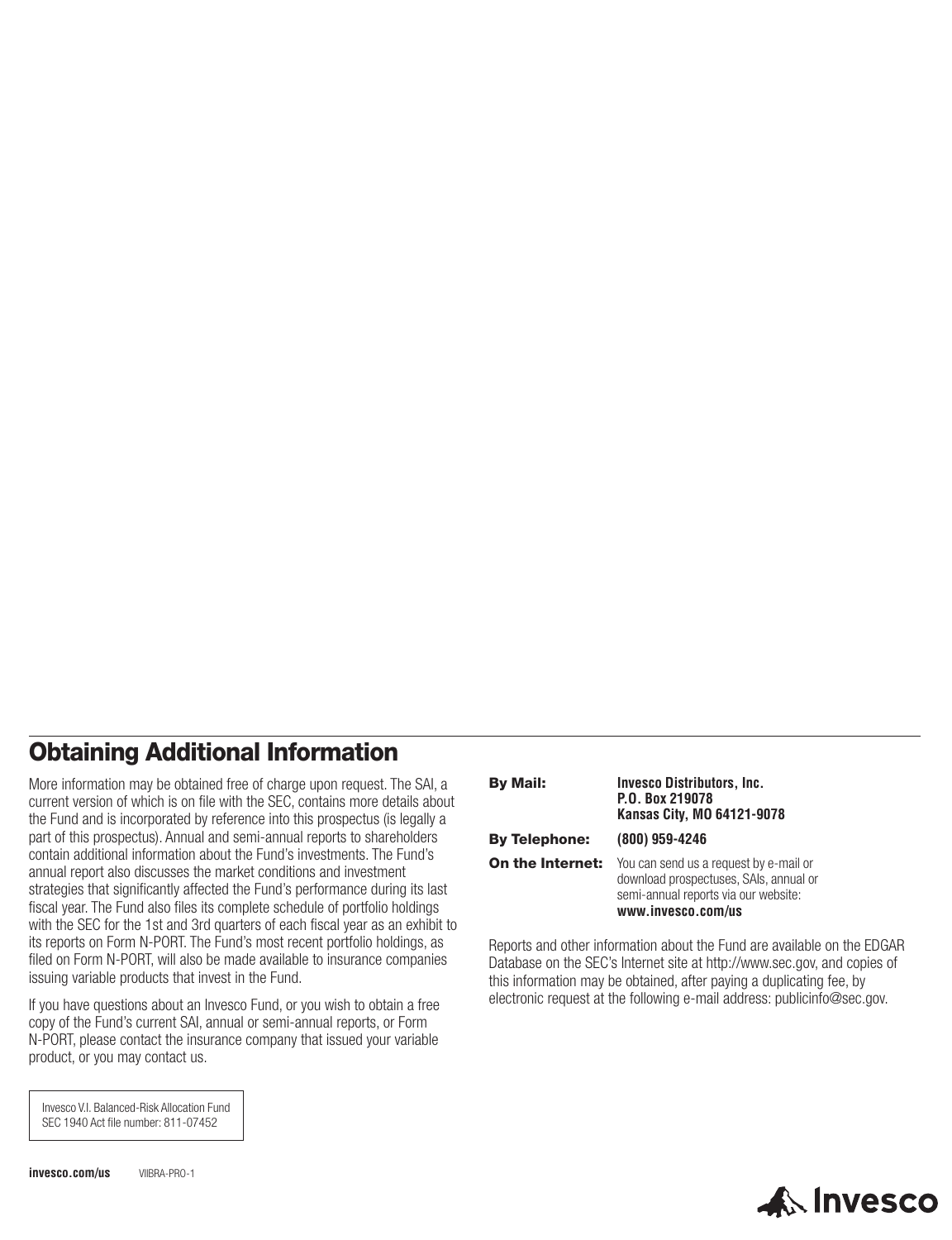## Obtaining Additional Information

More information may be obtained free of charge upon request. The SAI, a current version of which is on file with the SEC, contains more details about the Fund and is incorporated by reference into this prospectus (is legally a part of this prospectus). Annual and semi-annual reports to shareholders contain additional information about the Fund's investments. The Fund's annual report also discusses the market conditions and investment strategies that significantly affected the Fund's performance during its last fiscal year. The Fund also files its complete schedule of portfolio holdings with the SEC for the 1st and 3rd quarters of each fiscal year as an exhibit to its reports on Form N-PORT. The Fund's most recent portfolio holdings, as filed on Form N-PORT, will also be made available to insurance companies issuing variable products that invest in the Fund.

If you have questions about an Invesco Fund, or you wish to obtain a free copy of the Fund's current SAI, annual or semi-annual reports, or Form N-PORT, please contact the insurance company that issued your variable product, or you may contact us.

| | |
|---|---|
| **By Mail:** | **Invesco Distributors, Inc.<br>P.O. Box 219078<br>Kansas City, MO 64121-9078** |
| **By Telephone:** | **(800) 959-4246** |
| **On the Internet:** | You can send us a request by e-mail or download prospectuses, SAIs, annual or semi-annual reports via our website: **www.invesco.com/us** |

Reports and other information about the Fund are available on the EDGAR Database on the SEC's Internet site at http://www.sec.gov, and copies of this information may be obtained, after paying a duplicating fee, by electronic request at the following e-mail address: publicinfo@sec.gov.

Invesco V.I. Balanced-Risk Allocation Fund
SEC 1940 Act file number: 811-07452

**invesco.com/us** VIIBRA-PRO-1

Invesco